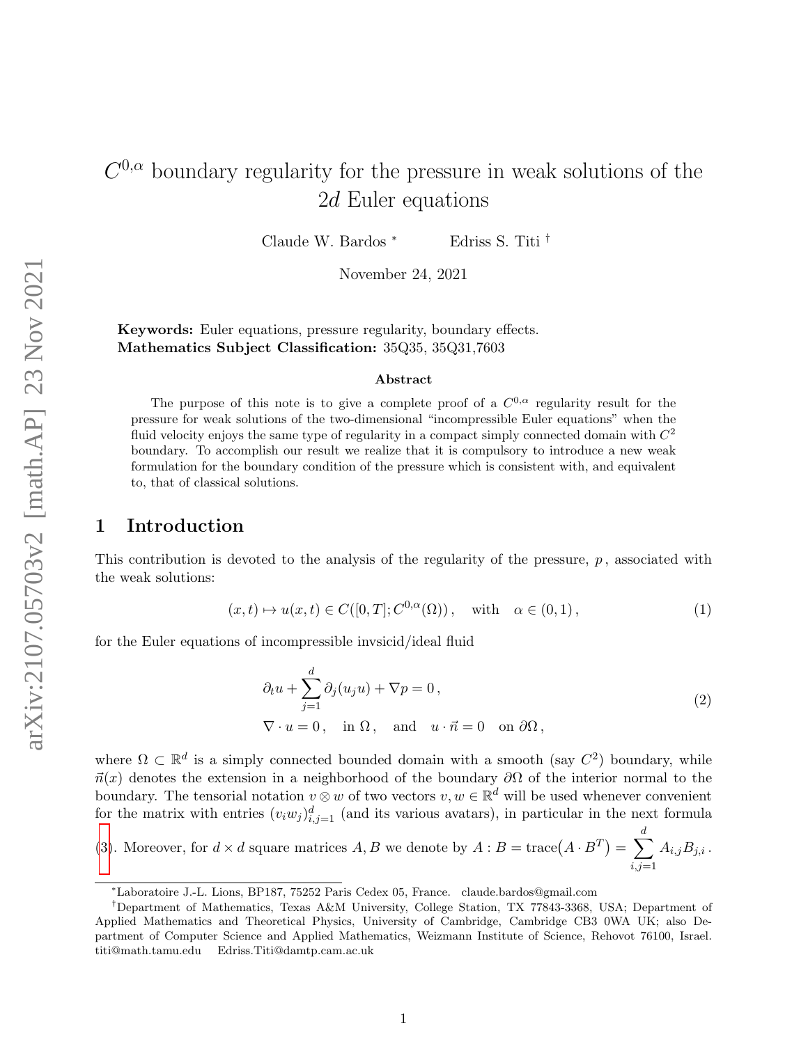# $C^{0,\alpha}$ boundary regularity for the pressure in weak solutions of the $2d$ Euler equations

Claude W. Bardos [*] Edriss S. Titi [†]

November 24, 2021

**Keywords:** Euler equations, pressure regularity, boundary effects.
**Mathematics Subject Classification:** 35Q35, 35Q31,7603

### Abstract

The purpose of this note is to give a complete proof of a $C^{0,\alpha}$ regularity result for the pressure for weak solutions of the two-dimensional "incompressible Euler equations" when the fluid velocity enjoys the same type of regularity in a compact simply connected domain with $C^2$ boundary. To accomplish our result we realize that it is compulsory to introduce a new weak formulation for the boundary condition of the pressure which is consistent with, and equivalent to, that of classical solutions.

## 1 Introduction

This contribution is devoted to the analysis of the regularity of the pressure, $p$, associated with the weak solutions:

$$(x,t) \mapsto u(x,t) \in C([0,T]; C^{0,\alpha}(\Omega)), \quad \text{with} \quad \alpha \in (0,1), \tag{1}$$

for the Euler equations of incompressible invsicid/ideal fluid

$$\begin{aligned} &\partial_t u + \sum_{j=1}^{d} \partial_j (u_j u) + \nabla p = 0, \\ &\nabla \cdot u = 0, \quad \text{in } \Omega, \quad \text{and} \quad u \cdot \vec{n} = 0 \quad \text{on } \partial\Omega, \end{aligned} \tag{2}$$

where $\Omega \subset \mathbb{R}^d$ is a simply connected bounded domain with a smooth (say $C^2$) boundary, while $\vec{n}(x)$ denotes the extension in a neighborhood of the boundary $\partial\Omega$ of the interior normal to the boundary. The tensorial notation $v \otimes w$ of two vectors $v, w \in \mathbb{R}^d$ will be used whenever convenient for the matrix with entries $(v_i w_j)_{i,j=1}^{d}$ (and its various avatars), in particular in the next formula (3). Moreover, for $d \times d$ square matrices $A, B$ we denote by $A : B = \text{trace}(A \cdot B^T) = \sum_{i,j=1}^{d} A_{i,j} B_{j,i}$.

---

[*] Laboratoire J.-L. Lions, BP187, 75252 Paris Cedex 05, France. claude.bardos@gmail.com

[†] Department of Mathematics, Texas A&M University, College Station, TX 77843-3368, USA; Department of Applied Mathematics and Theoretical Physics, University of Cambridge, Cambridge CB3 0WA UK; also Department of Computer Science and Applied Mathematics, Weizmann Institute of Science, Rehovot 76100, Israel. titi@math.tamu.edu Edriss.Titi@damtp.cam.ac.uk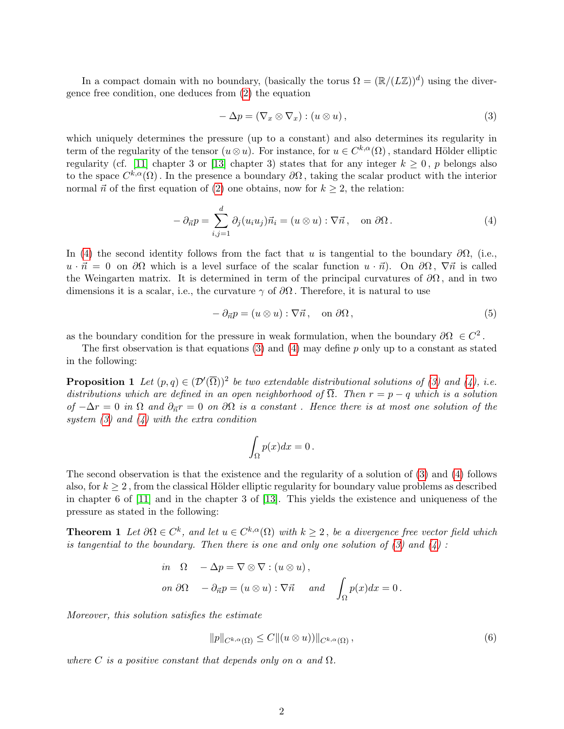In a compact domain with no boundary, (basically the torus $\Omega = (\mathbb{R}/(L\mathbb{Z}))^d$) using the divergence free condition, one deduces from (2) the equation

$$-\Delta p = (\nabla_x \otimes \nabla_x) : (u \otimes u)\,, \tag{3}$$

which uniquely determines the pressure (up to a constant) and also determines its regularity in term of the regularity of the tensor $(u \otimes u)$. For instance, for $u \in C^{k,\alpha}(\Omega)$, standard Hölder elliptic regularity (cf. [11] chapter 3 or [13] chapter 3) states that for any integer $k \geq 0$, $p$ belongs also to the space $C^{k,\alpha}(\Omega)$. In the presence a boundary $\partial\Omega$, taking the scalar product with the interior normal $\vec{n}$ of the first equation of (2) one obtains, now for $k \geq 2$, the relation:

$$-\partial_{\vec{n}} p = \sum_{i,j=1}^{d} \partial_j (u_i u_j) \vec{n}_i = (u \otimes u) : \nabla \vec{n}\,, \quad \text{on } \partial\Omega\,. \tag{4}$$

In (4) the second identity follows from the fact that $u$ is tangential to the boundary $\partial\Omega$, (i.e., $u \cdot \vec{n} = 0$ on $\partial\Omega$ which is a level surface of the scalar function $u \cdot \vec{n}$). On $\partial\Omega$, $\nabla\vec{n}$ is called the Weingarten matrix. It is determined in term of the principal curvatures of $\partial\Omega$, and in two dimensions it is a scalar, i.e., the curvature $\gamma$ of $\partial\Omega$. Therefore, it is natural to use

$$-\partial_{\vec{n}} p = (u \otimes u) : \nabla \vec{n}\,, \quad \text{on } \partial\Omega\,, \tag{5}$$

as the boundary condition for the pressure in weak formulation, when the boundary $\partial\Omega \in C^2$.

The first observation is that equations (3) and (4) may define $p$ only up to a constant as stated in the following:

**Proposition 1** *Let $(p, q) \in (\mathcal{D}'(\overline{\Omega}))^2$ be two extendable distributional solutions of (3) and (4), i.e. distributions which are defined in an open neighborhood of $\overline{\Omega}$. Then $r = p - q$ which is a solution of $-\Delta r = 0$ in $\Omega$ and $\partial_{\vec{n}} r = 0$ on $\partial\Omega$ is a constant . Hence there is at most one solution of the system (3) and (4) with the extra condition*

$$\int_\Omega p(x)dx = 0\,.$$

The second observation is that the existence and the regularity of a solution of (3) and (4) follows also, for $k \geq 2$, from the classical Hölder elliptic regularity for boundary value problems as described in chapter 6 of [11] and in the chapter 3 of [13]. This yields the existence and uniqueness of the pressure as stated in the following:

**Theorem 1** *Let $\partial\Omega \in C^k$, and let $u \in C^{k,\alpha}(\Omega)$ with $k \geq 2$, be a divergence free vector field which is tangential to the boundary. Then there is one and only one solution of (3) and (4) :*

$$\begin{aligned}
&in \quad \Omega \quad\; -\Delta p = \nabla \otimes \nabla : (u \otimes u)\,,\\
&on\ \partial\Omega \quad -\partial_{\vec{n}} p = (u \otimes u) : \nabla \vec{n} \quad \text{ and } \quad \int_\Omega p(x)dx = 0\,.
\end{aligned}$$

*Moreover, this solution satisfies the estimate*

$$\|p\|_{C^{k,\alpha}(\Omega)} \leq C \|(u \otimes u))\|_{C^{k,\alpha}(\Omega)}\,, \tag{6}$$

*where $C$ is a positive constant that depends only on $\alpha$ and $\Omega$.*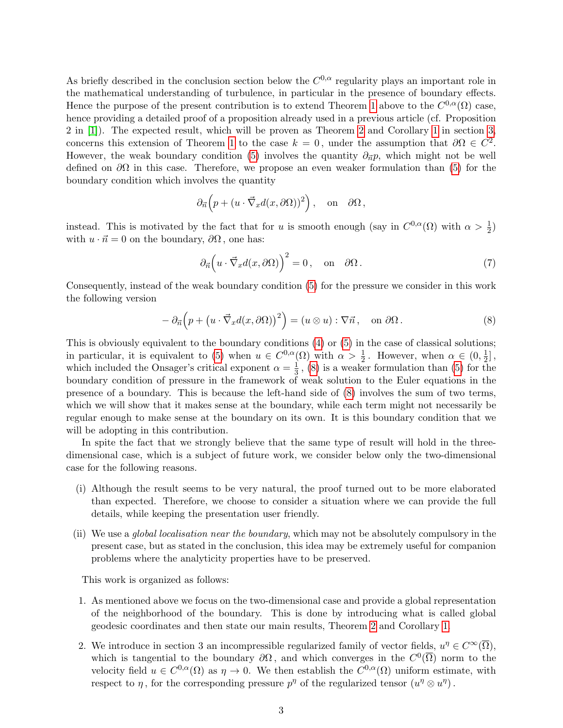As briefly described in the conclusion section below the $C^{0,\alpha}$ regularity plays an important role in the mathematical understanding of turbulence, in particular in the presence of boundary effects. Hence the purpose of the present contribution is to extend Theorem 1 above to the $C^{0,\alpha}(\Omega)$ case, hence providing a detailed proof of a proposition already used in a previous article (cf. Proposition 2 in [1]). The expected result, which will be proven as Theorem 2 and Corollary 1 in section 3, concerns this extension of Theorem 1 to the case $k = 0$, under the assumption that $\partial\Omega \in C^2$. However, the weak boundary condition (5) involves the quantity $\partial_{\vec{n}} p$, which might not be well defined on $\partial\Omega$ in this case. Therefore, we propose an even weaker formulation than (5) for the boundary condition which involves the quantity

$$\partial_{\vec{n}}\Big(p + (u \cdot \vec{\nabla}_x d(x, \partial\Omega))^2\Big)\,, \quad \text{on} \quad \partial\Omega\,,$$

instead. This is motivated by the fact that for $u$ is smooth enough (say in $C^{0,\alpha}(\Omega)$ with $\alpha > \frac{1}{2}$) with $u \cdot \vec{n} = 0$ on the boundary, $\partial\Omega$, one has:

$$\partial_{\vec{n}}\Big(u \cdot \vec{\nabla}_x d(x, \partial\Omega)\Big)^2 = 0\,, \quad \text{on} \quad \partial\Omega\,. \tag{7}$$

Consequently, instead of the weak boundary condition (5) for the pressure we consider in this work the following version

$$-\,\partial_{\vec{n}}\Big(p + \big(u \cdot \vec{\nabla}_x d(x, \partial\Omega)\big)^2\Big) = (u \otimes u) : \nabla\vec{n}\,, \quad \text{on } \partial\Omega\,. \tag{8}$$

This is obviously equivalent to the boundary conditions (4) or (5) in the case of classical solutions; in particular, it is equivalent to (5) when $u \in C^{0,\alpha}(\Omega)$ with $\alpha > \frac{1}{2}$. However, when $\alpha \in (0, \frac{1}{2}]$, which included the Onsager's critical exponent $\alpha = \frac{1}{3}$, (8) is a weaker formulation than (5) for the boundary condition of pressure in the framework of weak solution to the Euler equations in the presence of a boundary. This is because the left-hand side of (8) involves the sum of two terms, which we will show that it makes sense at the boundary, while each term might not necessarily be regular enough to make sense at the boundary on its own. It is this boundary condition that we will be adopting in this contribution.

In spite the fact that we strongly believe that the same type of result will hold in the three-dimensional case, which is a subject of future work, we consider below only the two-dimensional case for the following reasons.

(i) Although the result seems to be very natural, the proof turned out to be more elaborated than expected. Therefore, we choose to consider a situation where we can provide the full details, while keeping the presentation user friendly.

(ii) We use a *global localisation near the boundary*, which may not be absolutely compulsory in the present case, but as stated in the conclusion, this idea may be extremely useful for companion problems where the analyticity properties have to be preserved.

This work is organized as follows:

1. As mentioned above we focus on the two-dimensional case and provide a global representation of the neighborhood of the boundary. This is done by introducing what is called global geodesic coordinates and then state our main results, Theorem 2 and Corollary 1.

2. We introduce in section 3 an incompressible regularized family of vector fields, $u^\eta \in C^\infty(\overline{\Omega})$, which is tangential to the boundary $\partial\Omega$, and which converges in the $C^0(\overline{\Omega})$ norm to the velocity field $u \in C^{0,\alpha}(\Omega)$ as $\eta \to 0$. We then establish the $C^{0,\alpha}(\Omega)$ uniform estimate, with respect to $\eta$, for the corresponding pressure $p^\eta$ of the regularized tensor $(u^\eta \otimes u^\eta)$.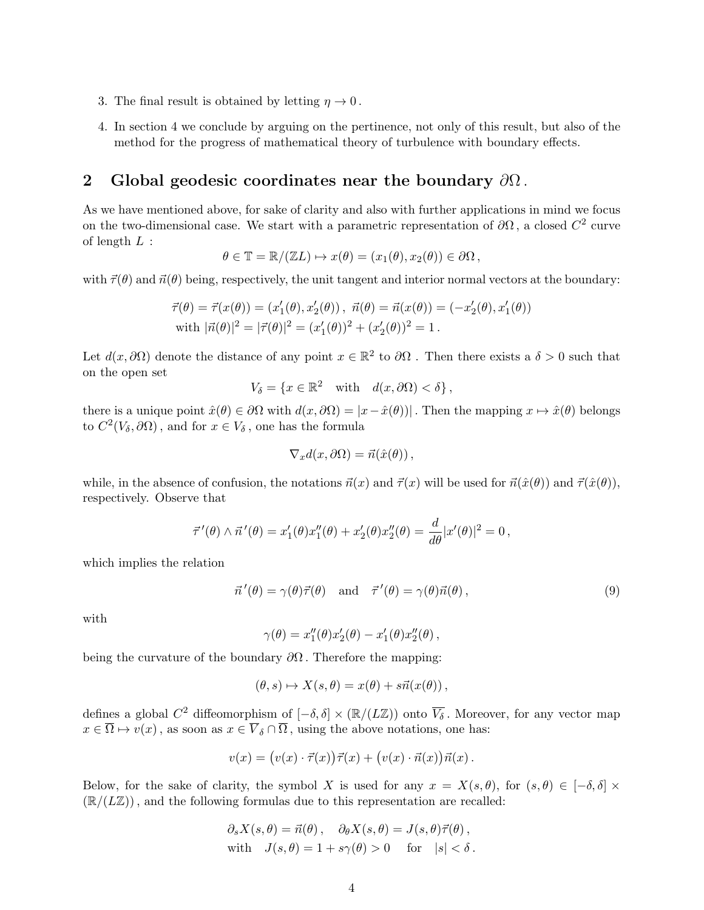3. The final result is obtained by letting $\eta \to 0$.
4. In section 4 we conclude by arguing on the pertinence, not only of this result, but also of the method for the progress of mathematical theory of turbulence with boundary effects.

## 2 Global geodesic coordinates near the boundary $\partial\Omega$.

As we have mentioned above, for sake of clarity and also with further applications in mind we focus on the two-dimensional case. We start with a parametric representation of $\partial\Omega$, a closed $C^2$ curve of length $L$ :

$$\theta \in \mathbb{T} = \mathbb{R}/(\mathbb{Z}L) \mapsto x(\theta) = (x_1(\theta), x_2(\theta)) \in \partial\Omega\,,$$

with $\vec{\tau}(\theta)$ and $\vec{n}(\theta)$ being, respectively, the unit tangent and interior normal vectors at the boundary:

$$\vec{\tau}(\theta) = \vec{\tau}(x(\theta)) = (x_1'(\theta), x_2'(\theta))\,,\ \vec{n}(\theta) = \vec{n}(x(\theta)) = (-x_2'(\theta), x_1'(\theta))$$
$$\text{with } |\vec{n}(\theta)|^2 = |\vec{\tau}(\theta)|^2 = (x_1'(\theta))^2 + (x_2'(\theta))^2 = 1\,.$$

Let $d(x, \partial\Omega)$ denote the distance of any point $x \in \mathbb{R}^2$ to $\partial\Omega$. Then there exists a $\delta > 0$ such that on the open set

$$V_\delta = \{x \in \mathbb{R}^2 \quad \text{with} \quad d(x, \partial\Omega) < \delta\}\,,$$

there is a unique point $\hat{x}(\theta) \in \partial\Omega$ with $d(x, \partial\Omega) = |x - \hat{x}(\theta)|$. Then the mapping $x \mapsto \hat{x}(\theta)$ belongs to $C^2(V_\delta, \partial\Omega)$, and for $x \in V_\delta$, one has the formula

$$\nabla_x d(x, \partial\Omega) = \vec{n}(\hat{x}(\theta))\,,$$

while, in the absence of confusion, the notations $\vec{n}(x)$ and $\vec{\tau}(x)$ will be used for $\vec{n}(\hat{x}(\theta))$ and $\vec{\tau}(\hat{x}(\theta))$, respectively. Observe that

$$\vec{\tau}\,'(\theta) \wedge \vec{n}\,'(\theta) = x_1'(\theta)x_1''(\theta) + x_2'(\theta)x_2''(\theta) = \frac{d}{d\theta}|x'(\theta)|^2 = 0\,,$$

which implies the relation

$$\vec{n}\,'(\theta) = \gamma(\theta)\vec{\tau}(\theta) \quad \text{and} \quad \vec{\tau}\,'(\theta) = \gamma(\theta)\vec{n}(\theta)\,, \tag{9}$$

with

$$\gamma(\theta) = x_1''(\theta)x_2'(\theta) - x_1'(\theta)x_2''(\theta)\,,$$

being the curvature of the boundary $\partial\Omega$. Therefore the mapping:

$$(\theta, s) \mapsto X(s, \theta) = x(\theta) + s\vec{n}(x(\theta))\,,$$

defines a global $C^2$ diffeomorphism of $[-\delta, \delta] \times (\mathbb{R}/(L\mathbb{Z}))$ onto $\overline{V_\delta}$. Moreover, for any vector map $x \in \overline{\Omega} \mapsto v(x)$, as soon as $x \in \overline{V}_\delta \cap \overline{\Omega}$, using the above notations, one has:

$$v(x) = \big(v(x) \cdot \vec{\tau}(x)\big)\vec{\tau}(x) + \big(v(x) \cdot \vec{n}(x)\big)\vec{n}(x)\,.$$

Below, for the sake of clarity, the symbol $X$ is used for any $x = X(s, \theta)$, for $(s, \theta) \in [-\delta, \delta] \times (\mathbb{R}/(L\mathbb{Z}))$, and the following formulas due to this representation are recalled:

$$\partial_s X(s, \theta) = \vec{n}(\theta)\,, \quad \partial_\theta X(s, \theta) = J(s, \theta)\vec{\tau}(\theta)\,,$$
$$\text{with} \quad J(s, \theta) = 1 + s\gamma(\theta) > 0 \quad \text{for} \quad |s| < \delta\,.$$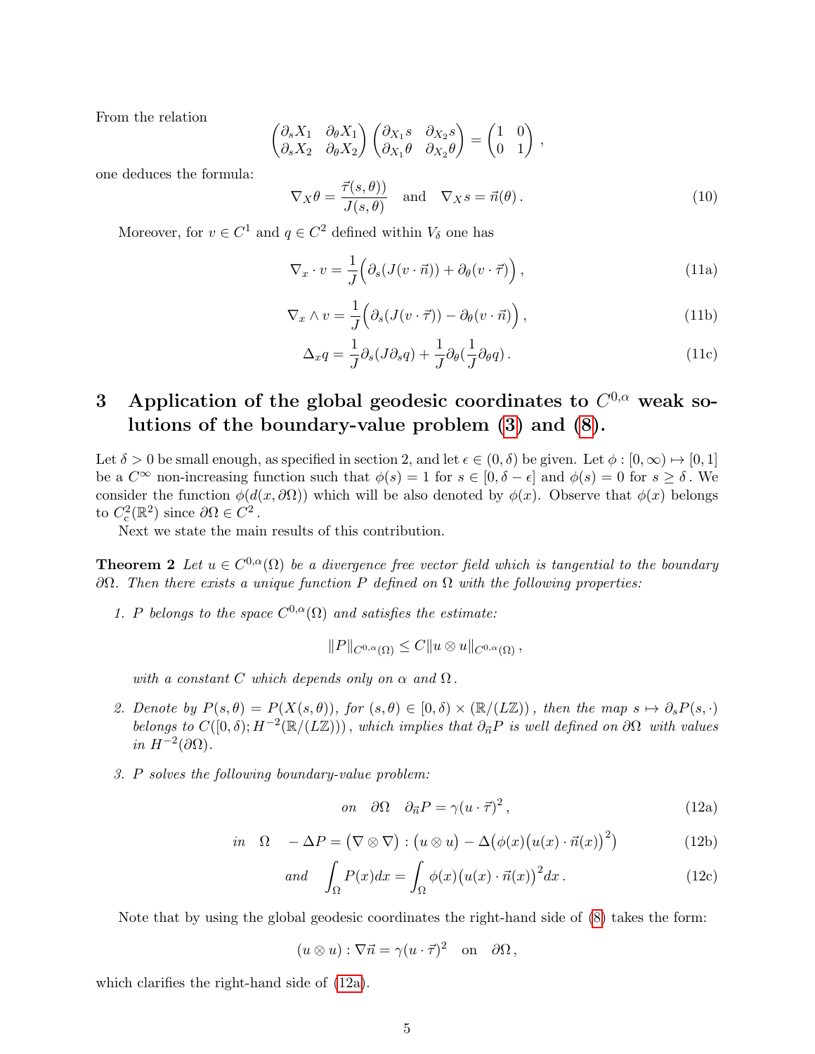From the relation

$$\begin{pmatrix} \partial_s X_1 & \partial_\theta X_1 \\ \partial_s X_2 & \partial_\theta X_2 \end{pmatrix} \begin{pmatrix} \partial_{X_1} s & \partial_{X_2} s \\ \partial_{X_1} \theta & \partial_{X_2} \theta \end{pmatrix} = \begin{pmatrix} 1 & 0 \\ 0 & 1 \end{pmatrix},$$

one deduces the formula:

$$\nabla_X \theta = \frac{\vec{\tau}(s,\theta))}{J(s,\theta)} \quad \text{and} \quad \nabla_X s = \vec{n}(\theta)\,. \tag{10}$$

Moreover, for $v \in C^1$ and $q \in C^2$ defined within $V_\delta$ one has

$$\nabla_x \cdot v = \frac{1}{J}\Big(\partial_s(J(v\cdot\vec{n})) + \partial_\theta(v\cdot\vec{\tau})\Big)\,, \tag{11a}$$

$$\nabla_x \wedge v = \frac{1}{J}\Big(\partial_s(J(v\cdot\vec{\tau})) - \partial_\theta(v\cdot\vec{n})\Big)\,, \tag{11b}$$

$$\Delta_x q = \frac{1}{J}\partial_s(J\partial_s q) + \frac{1}{J}\partial_\theta(\frac{1}{J}\partial_\theta q)\,. \tag{11c}$$

## 3 Application of the global geodesic coordinates to $C^{0,\alpha}$ weak solutions of the boundary-value problem (3) and (8).

Let $\delta > 0$ be small enough, as specified in section 2, and let $\epsilon \in (0,\delta)$ be given. Let $\phi : [0,\infty) \mapsto [0,1]$ be a $C^\infty$ non-increasing function such that $\phi(s) = 1$ for $s \in [0, \delta-\epsilon]$ and $\phi(s) = 0$ for $s \geq \delta$. We consider the function $\phi(d(x,\partial\Omega))$ which will be also denoted by $\phi(x)$. Observe that $\phi(x)$ belongs to $C^2_c(\mathbb{R}^2)$ since $\partial\Omega \in C^2$.

Next we state the main results of this contribution.

**Theorem 2** *Let $u \in C^{0,\alpha}(\Omega)$ be a divergence free vector field which is tangential to the boundary $\partial\Omega$. Then there exists a unique function $P$ defined on $\Omega$ with the following properties:*

1. *$P$ belongs to the space $C^{0,\alpha}(\Omega)$ and satisfies the estimate:*

$$\|P\|_{C^{0,\alpha}(\Omega)} \leq C\|u\otimes u\|_{C^{0,\alpha}(\Omega)}\,,$$

*with a constant $C$ which depends only on $\alpha$ and $\Omega$.*

2. *Denote by $P(s,\theta) = P(X(s,\theta))$, for $(s,\theta) \in [0,\delta) \times (\mathbb{R}/(L\mathbb{Z}))$, then the map $s \mapsto \partial_s P(s,\cdot)$ belongs to $C([0,\delta); H^{-2}(\mathbb{R}/(L\mathbb{Z})))$, which implies that $\partial_{\vec{n}} P$ is well defined on $\partial\Omega$ with values in $H^{-2}(\partial\Omega)$.*

3. *$P$ solves the following boundary-value problem:*

$$\text{on} \quad \partial\Omega \quad \partial_{\vec{n}} P = \gamma(u\cdot\vec{\tau})^2\,, \tag{12a}$$

$$\text{in} \quad \Omega \quad -\Delta P = \big(\nabla\otimes\nabla\big) : \big(u\otimes u\big) - \Delta\big(\phi(x)\big(u(x)\cdot\vec{n}(x)\big)^2\big) \tag{12b}$$

$$\text{and} \quad \int_\Omega P(x)dx = \int_\Omega \phi(x)\big(u(x)\cdot\vec{n}(x)\big)^2 dx\,. \tag{12c}$$

Note that by using the global geodesic coordinates the right-hand side of (8) takes the form:

$$(u\otimes u) : \nabla\vec{n} = \gamma(u\cdot\vec{\tau})^2 \quad \text{on} \quad \partial\Omega\,,$$

which clarifies the right-hand side of (12a).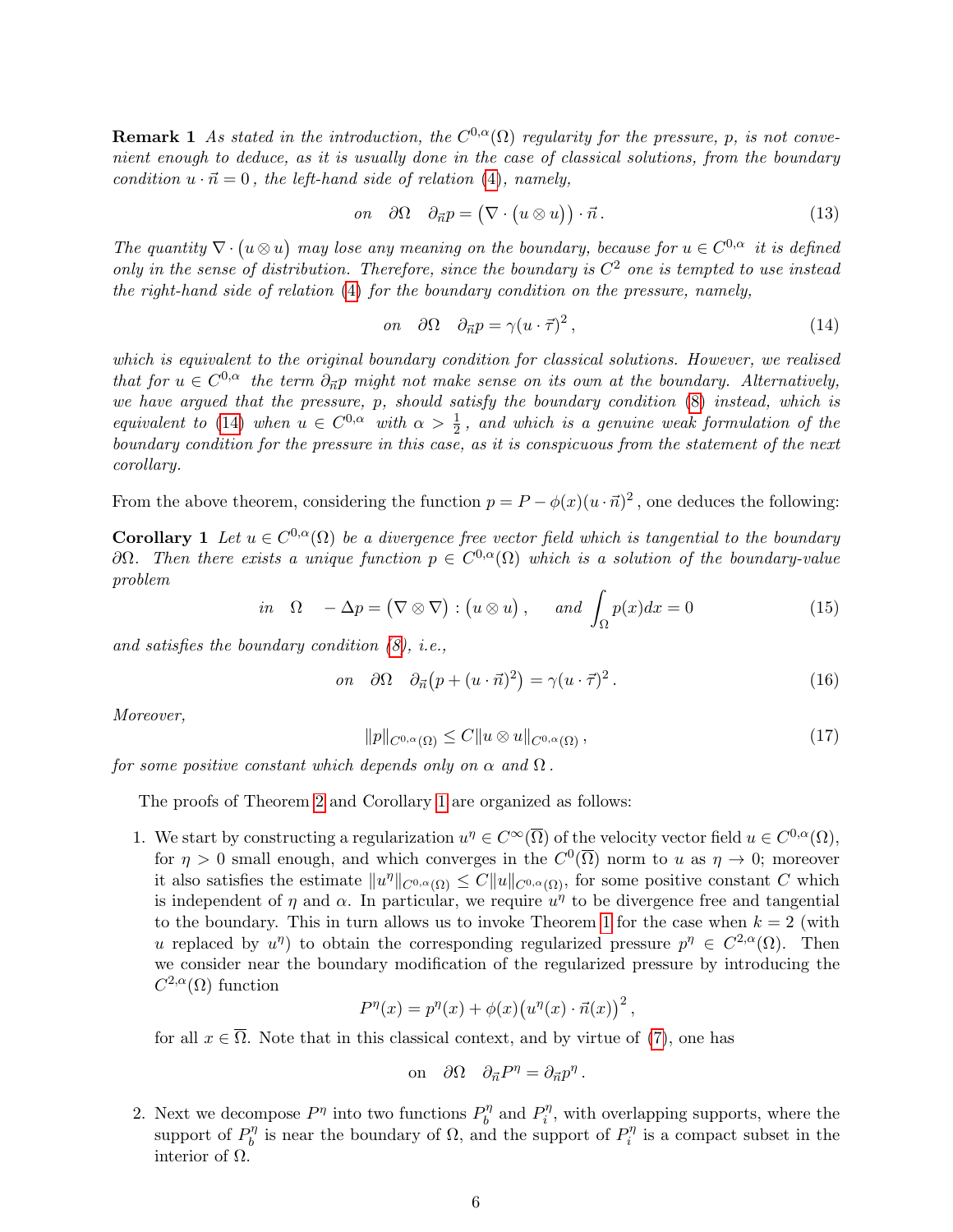**Remark 1** *As stated in the introduction, the $C^{0,\alpha}(\Omega)$ regularity for the pressure, $p$, is not convenient enough to deduce, as it is usually done in the case of classical solutions, from the boundary condition $u \cdot \vec{n} = 0$, the left-hand side of relation (4), namely,*

$$\text{on} \quad \partial\Omega \quad \partial_{\vec{n}} p = \big(\nabla \cdot \big(u \otimes u\big)\big) \cdot \vec{n} \,. \tag{13}$$

*The quantity $\nabla \cdot \big(u \otimes u\big)$ may lose any meaning on the boundary, because for $u \in C^{0,\alpha}$ it is defined only in the sense of distribution. Therefore, since the boundary is $C^2$ one is tempted to use instead the right-hand side of relation (4) for the boundary condition on the pressure, namely,*

$$\text{on} \quad \partial\Omega \quad \partial_{\vec{n}} p = \gamma (u \cdot \vec{\tau})^2 \,, \tag{14}$$

*which is equivalent to the original boundary condition for classical solutions. However, we realised that for $u \in C^{0,\alpha}$ the term $\partial_{\vec{n}} p$ might not make sense on its own at the boundary. Alternatively, we have argued that the pressure, $p$, should satisfy the boundary condition (8) instead, which is equivalent to (14) when $u \in C^{0,\alpha}$ with $\alpha > \frac{1}{2}$, and which is a genuine weak formulation of the boundary condition for the pressure in this case, as it is conspicuous from the statement of the next corollary.*

From the above theorem, considering the function $p = P - \phi(x)(u \cdot \vec{n})^2$, one deduces the following:

**Corollary 1** *Let $u \in C^{0,\alpha}(\Omega)$ be a divergence free vector field which is tangential to the boundary $\partial\Omega$. Then there exists a unique function $p \in C^{0,\alpha}(\Omega)$ which is a solution of the boundary-value problem*

$$\text{in} \quad \Omega \quad -\Delta p = \big(\nabla \otimes \nabla\big) : \big(u \otimes u\big) \,, \quad \text{and} \quad \int_\Omega p(x)dx = 0 \tag{15}$$

*and satisfies the boundary condition (8), i.e.,*

$$\text{on} \quad \partial\Omega \quad \partial_{\vec{n}} \big(p + (u \cdot \vec{n})^2\big) = \gamma (u \cdot \vec{\tau})^2 \,. \tag{16}$$

*Moreover,*

$$\|p\|_{C^{0,\alpha}(\Omega)} \leq C \|u \otimes u\|_{C^{0,\alpha}(\Omega)} \,, \tag{17}$$

*for some positive constant which depends only on $\alpha$ and $\Omega$.*

The proofs of Theorem 2 and Corollary 1 are organized as follows:

1. We start by constructing a regularization $u^\eta \in C^\infty(\overline{\Omega})$ of the velocity vector field $u \in C^{0,\alpha}(\Omega)$, for $\eta > 0$ small enough, and which converges in the $C^0(\overline{\Omega})$ norm to $u$ as $\eta \to 0$; moreover it also satisfies the estimate $\|u^\eta\|_{C^{0,\alpha}(\Omega)} \leq C\|u\|_{C^{0,\alpha}(\Omega)}$, for some positive constant $C$ which is independent of $\eta$ and $\alpha$. In particular, we require $u^\eta$ to be divergence free and tangential to the boundary. This in turn allows us to invoke Theorem 1 for the case when $k = 2$ (with $u$ replaced by $u^\eta$) to obtain the corresponding regularized pressure $p^\eta \in C^{2,\alpha}(\Omega)$. Then we consider near the boundary modification of the regularized pressure by introducing the $C^{2,\alpha}(\Omega)$ function
$$P^\eta(x) = p^\eta(x) + \phi(x)\big(u^\eta(x) \cdot \vec{n}(x)\big)^2 \,,$$
for all $x \in \overline{\Omega}$. Note that in this classical context, and by virtue of (7), one has
$$\text{on} \quad \partial\Omega \quad \partial_{\vec{n}} P^\eta = \partial_{\vec{n}} p^\eta \,.$$

2. Next we decompose $P^\eta$ into two functions $P^\eta_b$ and $P^\eta_i$, with overlapping supports, where the support of $P^\eta_b$ is near the boundary of $\Omega$, and the support of $P^\eta_i$ is a compact subset in the interior of $\Omega$.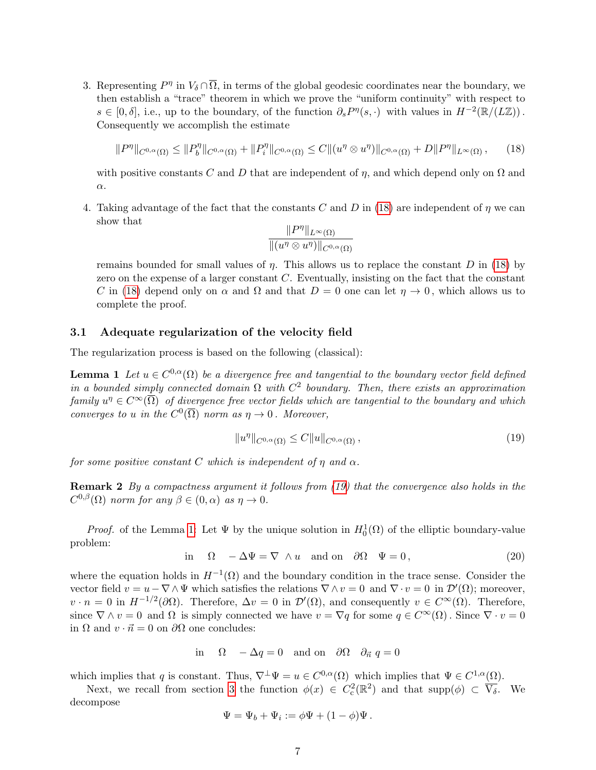3. Representing $P^\eta$ in $V_\delta \cap \overline{\Omega}$, in terms of the global geodesic coordinates near the boundary, we then establish a "trace" theorem in which we prove the "uniform continuity" with respect to $s \in [0, \delta]$, i.e., up to the boundary, of the function $\partial_s P^\eta(s, \cdot)$ with values in $H^{-2}(\mathbb{R}/(L\mathbb{Z}))$. Consequently we accomplish the estimate

$$\|P^\eta\|_{C^{0,\alpha}(\Omega)} \le \|P_b^\eta\|_{C^{0,\alpha}(\Omega)} + \|P_i^\eta\|_{C^{0,\alpha}(\Omega)} \le C\|(u^\eta \otimes u^\eta)\|_{C^{0,\alpha}(\Omega)} + D\|P^\eta\|_{L^\infty(\Omega)}, \tag{18}$$

with positive constants $C$ and $D$ that are independent of $\eta$, and which depend only on $\Omega$ and $\alpha$.

4. Taking advantage of the fact that the constants $C$ and $D$ in (18) are independent of $\eta$ we can show that

$$\frac{\|P^\eta\|_{L^\infty(\Omega)}}{\|(u^\eta \otimes u^\eta)\|_{C^{0,\alpha}(\Omega)}}$$

remains bounded for small values of $\eta$. This allows us to replace the constant $D$ in (18) by zero on the expense of a larger constant $C$. Eventually, insisting on the fact that the constant $C$ in (18) depend only on $\alpha$ and $\Omega$ and that $D = 0$ one can let $\eta \to 0$, which allows us to complete the proof.

### 3.1 Adequate regularization of the velocity field

The regularization process is based on the following (classical):

**Lemma 1** *Let $u \in C^{0,\alpha}(\Omega)$ be a divergence free and tangential to the boundary vector field defined in a bounded simply connected domain $\Omega$ with $C^2$ boundary. Then, there exists an approximation family $u^\eta \in C^\infty(\overline{\Omega})$ of divergence free vector fields which are tangential to the boundary and which converges to $u$ in the $C^0(\overline{\Omega})$ norm as $\eta \to 0$. Moreover,*

$$\|u^\eta\|_{C^{0,\alpha}(\Omega)} \le C\|u\|_{C^{0,\alpha}(\Omega)}, \tag{19}$$

*for some positive constant $C$ which is independent of $\eta$ and $\alpha$.*

**Remark 2** *By a compactness argument it follows from (19) that the convergence also holds in the $C^{0,\beta}(\Omega)$ norm for any $\beta \in (0, \alpha)$ as $\eta \to 0$.*

*Proof.* of the Lemma 1: Let $\Psi$ by the unique solution in $H_0^1(\Omega)$ of the elliptic boundary-value problem:

$$\text{in} \quad \Omega \quad -\Delta\Psi = \nabla \wedge u \quad \text{and on} \quad \partial\Omega \quad \Psi = 0, \tag{20}$$

where the equation holds in $H^{-1}(\Omega)$ and the boundary condition in the trace sense. Consider the vector field $v = u - \nabla \wedge \Psi$ which satisfies the relations $\nabla \wedge v = 0$ and $\nabla \cdot v = 0$ in $\mathcal{D}'(\Omega)$; moreover, $v \cdot n = 0$ in $H^{-1/2}(\partial\Omega)$. Therefore, $\Delta v = 0$ in $\mathcal{D}'(\Omega)$, and consequently $v \in C^\infty(\Omega)$. Therefore, since $\nabla \wedge v = 0$ and $\Omega$ is simply connected we have $v = \nabla q$ for some $q \in C^\infty(\Omega)$. Since $\nabla \cdot v = 0$ in $\Omega$ and $v \cdot \vec{n} = 0$ on $\partial\Omega$ one concludes:

$$\text{in} \quad \Omega \quad -\Delta q = 0 \quad \text{and on} \quad \partial\Omega \quad \partial_{\vec{n}}\, q = 0$$

which implies that $q$ is constant. Thus, $\nabla^\perp \Psi = u \in C^{0,\alpha}(\Omega)$ which implies that $\Psi \in C^{1,\alpha}(\Omega)$.

Next, we recall from section 3 the function $\phi(x) \in C_c^2(\mathbb{R}^2)$ and that $\text{supp}(\phi) \subset \overline{V_\delta}$. We decompose

$$\Psi = \Psi_b + \Psi_i := \phi\Psi + (1 - \phi)\Psi.$$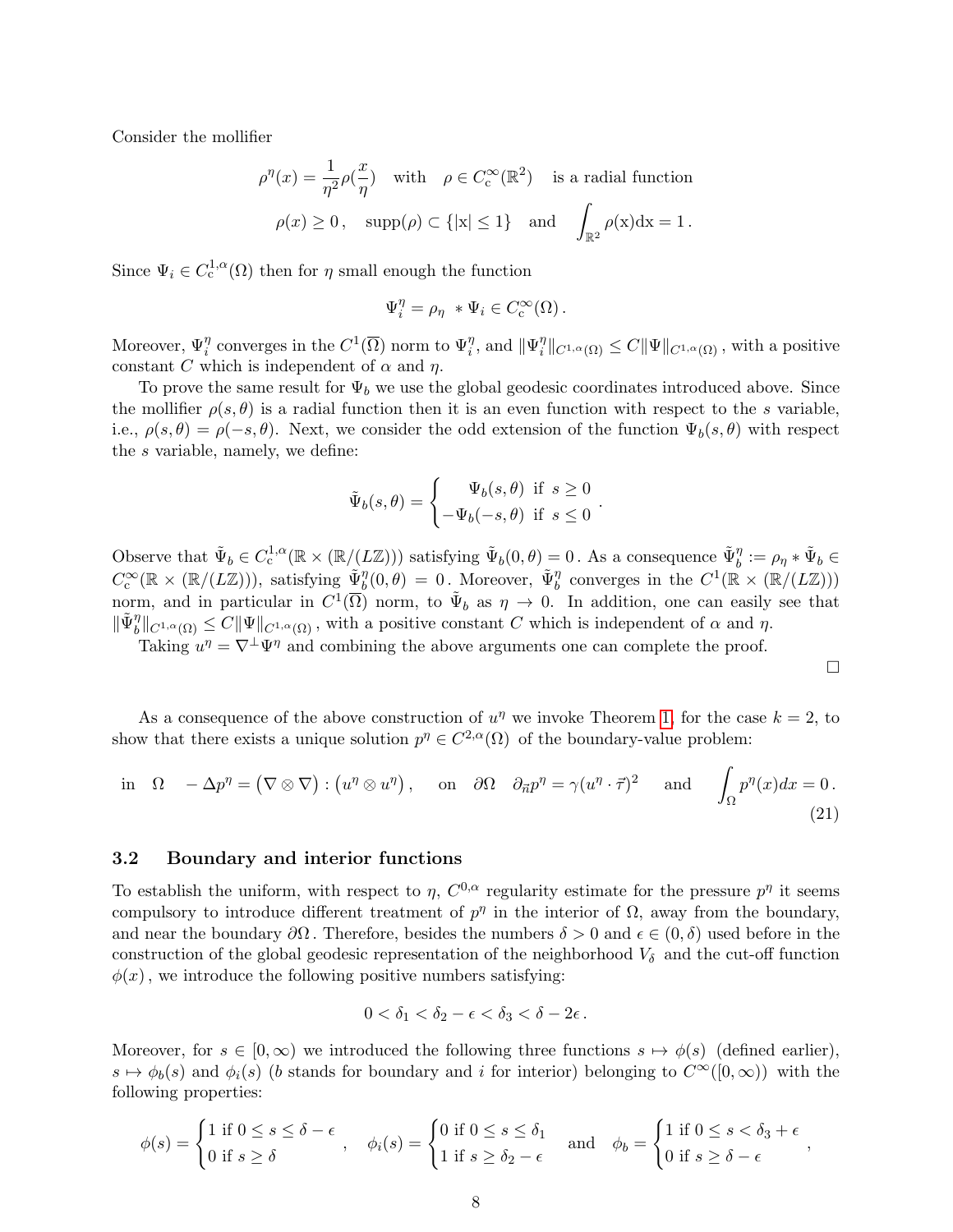Consider the mollifier

$$\rho^\eta(x) = \frac{1}{\eta^2}\rho(\frac{x}{\eta}) \quad \text{with} \quad \rho \in C_c^\infty(\mathbb{R}^2) \quad \text{is a radial function}$$

$$\rho(x) \geq 0\,, \quad \mathrm{supp}(\rho) \subset \{|\mathrm{x}| \leq 1\} \quad \text{and} \quad \int_{\mathbb{R}^2} \rho(\mathrm{x})\mathrm{dx} = 1\,.$$

Since $\Psi_i \in C_c^{1,\alpha}(\Omega)$ then for $\eta$ small enough the function

$$\Psi_i^\eta = \rho_\eta \, * \Psi_i \in C_c^\infty(\Omega)\,.$$

Moreover, $\Psi_i^\eta$ converges in the $C^1(\overline{\Omega})$ norm to $\Psi_i^\eta$, and $\|\Psi_i^\eta\|_{C^{1,\alpha}(\Omega)} \leq C\|\Psi\|_{C^{1,\alpha}(\Omega)}$, with a positive constant $C$ which is independent of $\alpha$ and $\eta$.

To prove the same result for $\Psi_b$ we use the global geodesic coordinates introduced above. Since the mollifier $\rho(s,\theta)$ is a radial function then it is an even function with respect to the $s$ variable, i.e., $\rho(s,\theta) = \rho(-s,\theta)$. Next, we consider the odd extension of the function $\Psi_b(s,\theta)$ with respect the $s$ variable, namely, we define:

$$\tilde{\Psi}_b(s,\theta) = \begin{cases} \Psi_b(s,\theta) \ \text{if} \ s \geq 0 \\ -\Psi_b(-s,\theta) \ \text{if} \ s \leq 0 \end{cases}.$$

Observe that $\tilde{\Psi}_b \in C_c^{1,\alpha}(\mathbb{R} \times (\mathbb{R}/(L\mathbb{Z})))$ satisfying $\tilde{\Psi}_b(0,\theta) = 0$. As a consequence $\tilde{\Psi}_b^\eta := \rho_\eta * \tilde{\Psi}_b \in C_c^\infty(\mathbb{R} \times (\mathbb{R}/(L\mathbb{Z})))$, satisfying $\tilde{\Psi}_b^\eta(0,\theta) = 0$. Moreover, $\tilde{\Psi}_b^\eta$ converges in the $C^1(\mathbb{R} \times (\mathbb{R}/(L\mathbb{Z})))$ norm, and in particular in $C^1(\overline{\Omega})$ norm, to $\tilde{\Psi}_b$ as $\eta \to 0$. In addition, one can easily see that $\|\tilde{\Psi}_b^\eta\|_{C^{1,\alpha}(\Omega)} \leq C\|\Psi\|_{C^{1,\alpha}(\Omega)}$, with a positive constant $C$ which is independent of $\alpha$ and $\eta$.

Taking $u^\eta = \nabla^\perp \Psi^\eta$ and combining the above arguments one can complete the proof.

□

As a consequence of the above construction of $u^\eta$ we invoke Theorem 1, for the case $k = 2$, to show that there exists a unique solution $p^\eta \in C^{2,\alpha}(\Omega)$ of the boundary-value problem:

$$\text{in} \quad \Omega \quad -\Delta p^\eta = \big(\nabla \otimes \nabla\big) : \big(u^\eta \otimes u^\eta\big)\,, \quad \text{on} \quad \partial\Omega \quad \partial_{\vec{n}} p^\eta = \gamma(u^\eta \cdot \vec{\tau})^2 \quad \text{and} \quad \int_\Omega p^\eta(x)dx = 0\,. \tag{21}$$

### 3.2 Boundary and interior functions

To establish the uniform, with respect to $\eta$, $C^{0,\alpha}$ regularity estimate for the pressure $p^\eta$ it seems compulsory to introduce different treatment of $p^\eta$ in the interior of $\Omega$, away from the boundary, and near the boundary $\partial\Omega$. Therefore, besides the numbers $\delta > 0$ and $\epsilon \in (0,\delta)$ used before in the construction of the global geodesic representation of the neighborhood $V_\delta$ and the cut-off function $\phi(x)$, we introduce the following positive numbers satisfying:

$$0 < \delta_1 < \delta_2 - \epsilon < \delta_3 < \delta - 2\epsilon\,.$$

Moreover, for $s \in [0,\infty)$ we introduced the following three functions $s \mapsto \phi(s)$ (defined earlier), $s \mapsto \phi_b(s)$ and $\phi_i(s)$ ($b$ stands for boundary and $i$ for interior) belonging to $C^\infty([0,\infty))$ with the following properties:

$$\phi(s) = \begin{cases} 1 \text{ if } 0 \leq s \leq \delta - \epsilon \\ 0 \text{ if } s \geq \delta \end{cases}, \quad \phi_i(s) = \begin{cases} 0 \text{ if } 0 \leq s \leq \delta_1 \\ 1 \text{ if } s \geq \delta_2 - \epsilon \end{cases} \quad \text{and} \quad \phi_b = \begin{cases} 1 \text{ if } 0 \leq s < \delta_3 + \epsilon \\ 0 \text{ if } s \geq \delta - \epsilon \end{cases},$$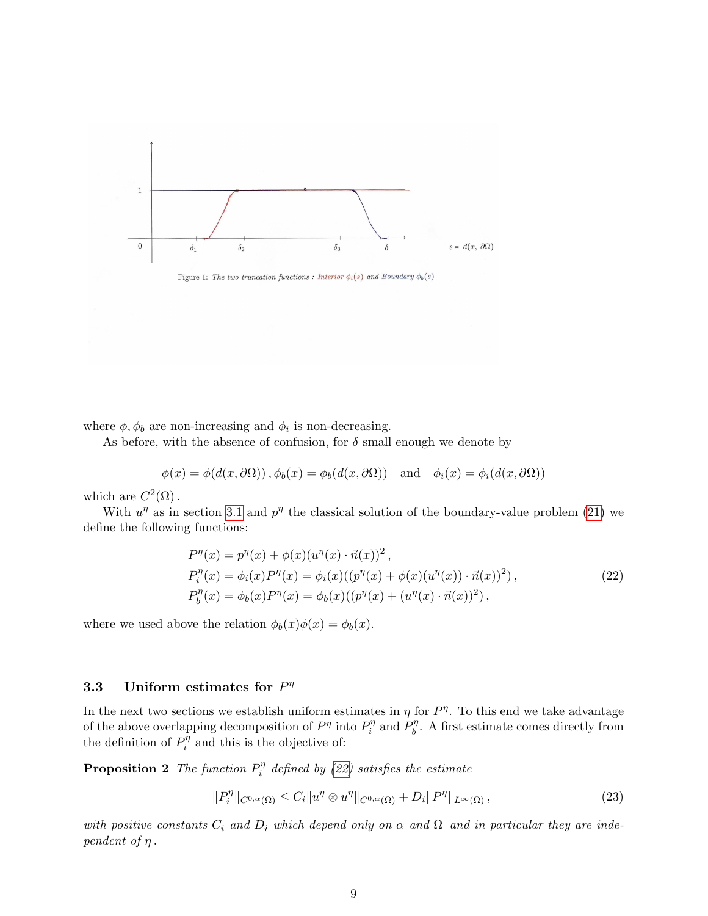Figure 1: *The two truncation functions : Interior $\phi_i(s)$ and Boundary $\phi_b(s)$*

where $\phi, \phi_b$ are non-increasing and $\phi_i$ is non-decreasing.

As before, with the absence of confusion, for $\delta$ small enough we denote by

$$\phi(x) = \phi(d(x, \partial\Omega))\,, \phi_b(x) = \phi_b(d(x, \partial\Omega)) \quad \text{and} \quad \phi_i(x) = \phi_i(d(x, \partial\Omega))$$

which are $C^2(\overline{\Omega})$.

With $u^\eta$ as in section 3.1 and $p^\eta$ the classical solution of the boundary-value problem (21) we define the following functions:

$$\begin{aligned}
P^\eta(x) &= p^\eta(x) + \phi(x)(u^\eta(x)\cdot \vec{n}(x))^2\,,\\
P_i^\eta(x) &= \phi_i(x)P^\eta(x) = \phi_i(x)((p^\eta(x) + \phi(x)(u^\eta(x))\cdot \vec{n}(x))^2)\,,\\
P_b^\eta(x) &= \phi_b(x)P^\eta(x) = \phi_b(x)((p^\eta(x) + (u^\eta(x)\cdot \vec{n}(x))^2)\,,
\end{aligned} \tag{22}$$

where we used above the relation $\phi_b(x)\phi(x) = \phi_b(x)$.

### 3.3 Uniform estimates for $P^\eta$

In the next two sections we establish uniform estimates in $\eta$ for $P^\eta$. To this end we take advantage of the above overlapping decomposition of $P^\eta$ into $P_i^\eta$ and $P_b^\eta$. A first estimate comes directly from the definition of $P_i^\eta$ and this is the objective of:

**Proposition 2** *The function $P_i^\eta$ defined by (22) satisfies the estimate*

$$\|P_i^\eta\|_{C^{0,\alpha}(\Omega)} \leq C_i\|u^\eta \otimes u^\eta\|_{C^{0,\alpha}(\Omega)} + D_i\|P^\eta\|_{L^\infty(\Omega)}\,, \tag{23}$$

*with positive constants $C_i$ and $D_i$ which depend only on $\alpha$ and $\Omega$ and in particular they are independent of $\eta$.*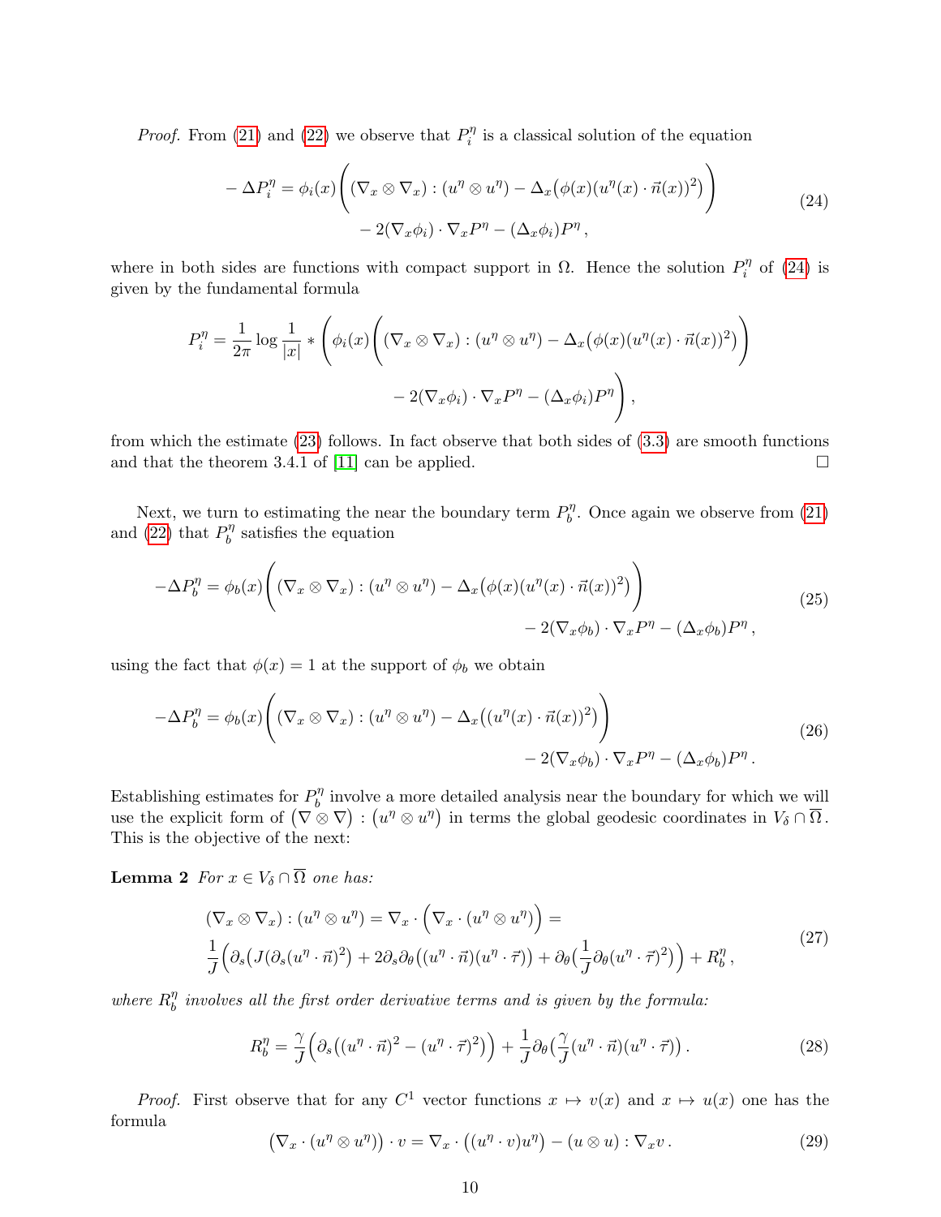*Proof.* From (21) and (22) we observe that $P_i^\eta$ is a classical solution of the equation

$$
\begin{aligned}
-\Delta P_i^\eta = \phi_i(x)\bigg( (\nabla_x \otimes \nabla_x) : (u^\eta \otimes u^\eta) - \Delta_x\big(\phi(x)(u^\eta(x)\cdot \vec{n}(x))^2\big)\bigg) \\
- 2(\nabla_x \phi_i)\cdot \nabla_x P^\eta - (\Delta_x \phi_i) P^\eta\,,
\end{aligned}
\tag{24}
$$

where in both sides are functions with compact support in $\Omega$. Hence the solution $P_i^\eta$ of (24) is given by the fundamental formula

$$
\begin{aligned}
P_i^\eta = \frac{1}{2\pi}\log\frac{1}{|x|} * \Bigg(\phi_i(x)\bigg( (\nabla_x \otimes \nabla_x) : (u^\eta \otimes u^\eta) - \Delta_x\big(\phi(x)(u^\eta(x)\cdot \vec{n}(x))^2\big)\bigg) \\
- 2(\nabla_x \phi_i)\cdot \nabla_x P^\eta - (\Delta_x \phi_i) P^\eta\Bigg)\,,
\end{aligned}
$$

from which the estimate (23) follows. In fact observe that both sides of (3.3) are smooth functions and that the theorem 3.4.1 of [11] can be applied. $\square$

Next, we turn to estimating the near the boundary term $P_b^\eta$. Once again we observe from (21) and (22) that $P_b^\eta$ satisfies the equation

$$
\begin{aligned}
-\Delta P_b^\eta = \phi_b(x)\bigg( (\nabla_x \otimes \nabla_x) : (u^\eta \otimes u^\eta) - \Delta_x\big(\phi(x)(u^\eta(x)\cdot \vec{n}(x))^2\big)\bigg) \\
- 2(\nabla_x \phi_b)\cdot \nabla_x P^\eta - (\Delta_x \phi_b) P^\eta\,,
\end{aligned}
\tag{25}
$$

using the fact that $\phi(x) = 1$ at the support of $\phi_b$ we obtain

$$
\begin{aligned}
-\Delta P_b^\eta = \phi_b(x)\bigg( (\nabla_x \otimes \nabla_x) : (u^\eta \otimes u^\eta) - \Delta_x\big((u^\eta(x)\cdot \vec{n}(x))^2\big)\bigg) \\
- 2(\nabla_x \phi_b)\cdot \nabla_x P^\eta - (\Delta_x \phi_b) P^\eta\,.
\end{aligned}
\tag{26}
$$

Establishing estimates for $P_b^\eta$ involve a more detailed analysis near the boundary for which we will use the explicit form of $(\nabla \otimes \nabla) : (u^\eta \otimes u^\eta)$ in terms the global geodesic coordinates in $V_\delta \cap \overline{\Omega}$. This is the objective of the next:

**Lemma 2** *For $x \in V_\delta \cap \overline{\Omega}$ one has:*

$$
\begin{aligned}
&(\nabla_x \otimes \nabla_x) : (u^\eta \otimes u^\eta) = \nabla_x \cdot \Big( \nabla_x \cdot (u^\eta \otimes u^\eta)\Big) = \\
&\frac{1}{J}\Big( \partial_s\big(J(\partial_s (u^\eta\cdot\vec{n})^2\big) + 2\partial_s\partial_\theta\big((u^\eta\cdot\vec{n})(u^\eta\cdot\vec{\tau})\big) + \partial_\theta\big(\frac{1}{J}\partial_\theta (u^\eta\cdot\vec{\tau})^2\big)\Big) + R_b^\eta\,,
\end{aligned}
\tag{27}
$$

*where $R_b^\eta$ involves all the first order derivative terms and is given by the formula:*

$$
R_b^\eta = \frac{\gamma}{J}\Big(\partial_s\big((u^\eta\cdot\vec{n})^2 - (u^\eta\cdot\vec{\tau})^2\big)\Big) + \frac{1}{J}\partial_\theta\big(\frac{\gamma}{J}(u^\eta\cdot\vec{n})(u^\eta\cdot\vec{\tau})\big)\,.
\tag{28}
$$

*Proof.* First observe that for any $C^1$ vector functions $x \mapsto v(x)$ and $x \mapsto u(x)$ one has the formula

$$
\big(\nabla_x \cdot (u^\eta \otimes u^\eta)\big)\cdot v = \nabla_x \cdot \big((u^\eta\cdot v) u^\eta\big) - (u \otimes u) : \nabla_x v\,.
\tag{29}
$$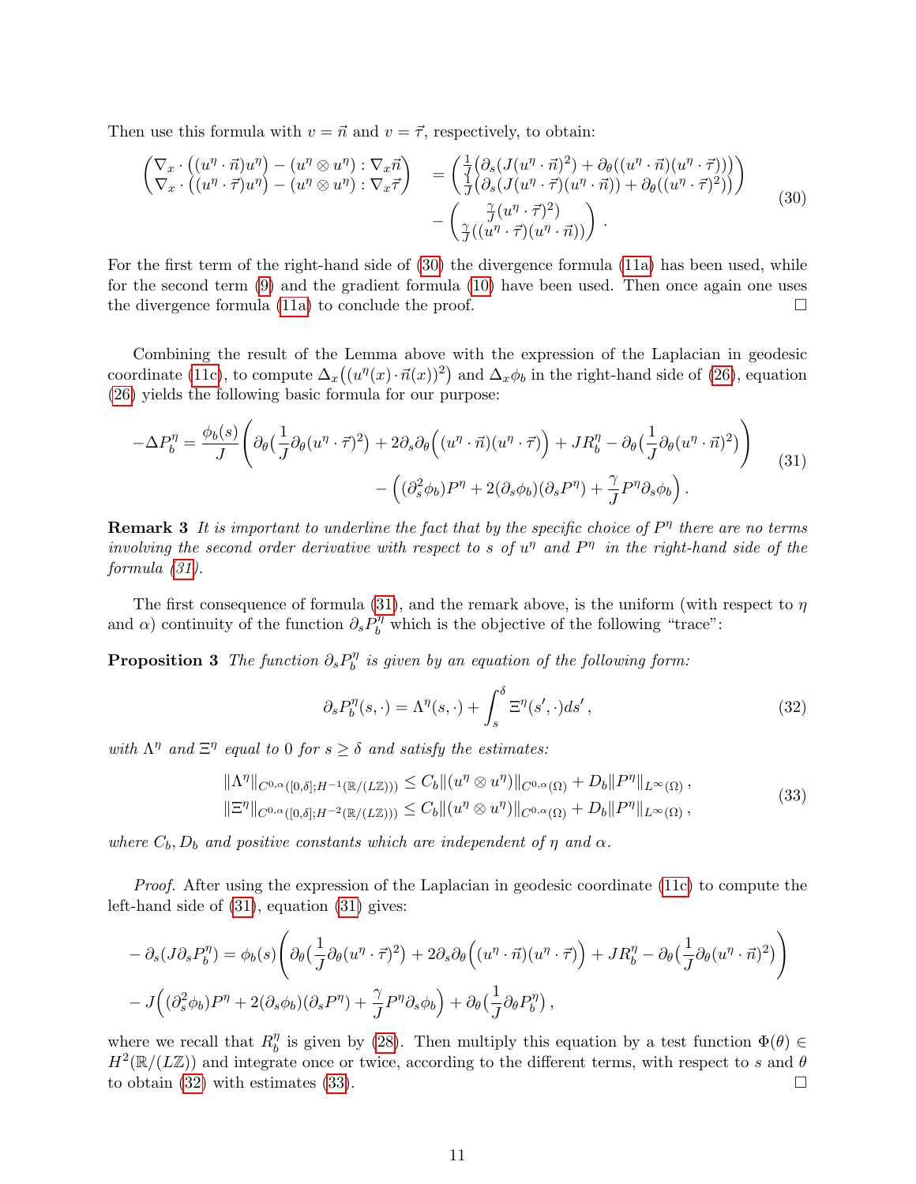Then use this formula with $v = \vec{n}$ and $v = \vec{\tau}$, respectively, to obtain:

$$
\begin{aligned}
\begin{pmatrix} \nabla_x \cdot \big((u^\eta \cdot \vec{n}) u^\eta\big) - (u^\eta \otimes u^\eta) : \nabla_x \vec{n} \\ \nabla_x \cdot \big((u^\eta \cdot \vec{\tau}) u^\eta\big) - (u^\eta \otimes u^\eta) : \nabla_x \vec{\tau} \end{pmatrix} &= \begin{pmatrix} \frac{1}{J}\big(\partial_s (J (u^\eta \cdot \vec{n})^2) + \partial_\theta ((u^\eta \cdot \vec{n})(u^\eta \cdot \vec{\tau}))\big) \\ \frac{1}{J}\big(\partial_s (J (u^\eta \cdot \vec{\tau})(u^\eta \cdot \vec{n})) + \partial_\theta ((u^\eta \cdot \vec{\tau})^2)\big) \end{pmatrix} \\
&\quad - \begin{pmatrix} \frac{\gamma}{J} (u^\eta \cdot \vec{\tau})^2) \\ \frac{\gamma}{J} ((u^\eta \cdot \vec{\tau})(u^\eta \cdot \vec{n})) \end{pmatrix} .
\end{aligned} \tag{30}
$$

For the first term of the right-hand side of (30) the divergence formula (11a) has been used, while for the second term (9) and the gradient formula (10) have been used. Then once again one uses the divergence formula (11a) to conclude the proof. $\square$

Combining the result of the Lemma above with the expression of the Laplacian in geodesic coordinate (11c), to compute $\Delta_x\big((u^\eta(x) \cdot \vec{n}(x))^2\big)$ and $\Delta_x \phi_b$ in the right-hand side of (26), equation (26) yields the following basic formula for our purpose:

$$
\begin{aligned}
-\Delta P_b^\eta = \frac{\phi_b(s)}{J} \Bigg( & \partial_\theta \big(\frac{1}{J} \partial_\theta (u^\eta \cdot \vec{\tau})^2\big) + 2\partial_s \partial_\theta \Big((u^\eta \cdot \vec{n})(u^\eta \cdot \vec{\tau})\Big) + J R_b^\eta - \partial_\theta \big(\frac{1}{J} \partial_\theta (u^\eta \cdot \vec{n})^2\big) \Bigg) \\
& - \Big( (\partial_s^2 \phi_b) P^\eta + 2 (\partial_s \phi_b)(\partial_s P^\eta) + \frac{\gamma}{J} P^\eta \partial_s \phi_b \Big) .
\end{aligned} \tag{31}
$$

**Remark 3** *It is important to underline the fact that by the specific choice of $P^\eta$ there are no terms involving the second order derivative with respect to $s$ of $u^\eta$ and $P^\eta$ in the right-hand side of the formula (31).*

The first consequence of formula (31), and the remark above, is the uniform (with respect to $\eta$ and $\alpha$) continuity of the function $\partial_s P_b^\eta$ which is the objective of the following "trace":

**Proposition 3** *The function $\partial_s P_b^\eta$ is given by an equation of the following form:*

$$
\partial_s P_b^\eta(s, \cdot) = \Lambda^\eta(s, \cdot) + \int_s^\delta \Xi^\eta(s', \cdot) ds' , \tag{32}
$$

*with $\Lambda^\eta$ and $\Xi^\eta$ equal to 0 for $s \geq \delta$ and satisfy the estimates:*

$$
\begin{aligned}
\|\Lambda^\eta\|_{C^{0,\alpha}([0,\delta]; H^{-1}(\mathbb{R}/(L\mathbb{Z})))} &\leq C_b \|(u^\eta \otimes u^\eta)\|_{C^{0,\alpha}(\Omega)} + D_b \|P^\eta\|_{L^\infty(\Omega)} , \\
\|\Xi^\eta\|_{C^{0,\alpha}([0,\delta]; H^{-2}(\mathbb{R}/(L\mathbb{Z})))} &\leq C_b \|(u^\eta \otimes u^\eta)\|_{C^{0,\alpha}(\Omega)} + D_b \|P^\eta\|_{L^\infty(\Omega)} ,
\end{aligned} \tag{33}
$$

*where $C_b, D_b$ and positive constants which are independent of $\eta$ and $\alpha$.*

*Proof.* After using the expression of the Laplacian in geodesic coordinate (11c) to compute the left-hand side of (31), equation (31) gives:

$$
\begin{aligned}
-\partial_s (J \partial_s P_b^\eta) = \phi_b(s) \Bigg( & \partial_\theta \big(\frac{1}{J} \partial_\theta (u^\eta \cdot \vec{\tau})^2\big) + 2\partial_s \partial_\theta \Big((u^\eta \cdot \vec{n})(u^\eta \cdot \vec{\tau})\Big) + J R_b^\eta - \partial_\theta \big(\frac{1}{J} \partial_\theta (u^\eta \cdot \vec{n})^2\big) \Bigg) \\
- J \Big( & (\partial_s^2 \phi_b) P^\eta + 2 (\partial_s \phi_b)(\partial_s P^\eta) + \frac{\gamma}{J} P^\eta \partial_s \phi_b \Big) + \partial_\theta \big( \frac{1}{J} \partial_\theta P_b^\eta \big) ,
\end{aligned}
$$

where we recall that $R_b^\eta$ is given by (28). Then multiply this equation by a test function $\Phi(\theta) \in H^2(\mathbb{R}/(L\mathbb{Z}))$ and integrate once or twice, according to the different terms, with respect to $s$ and $\theta$ to obtain (32) with estimates (33). $\square$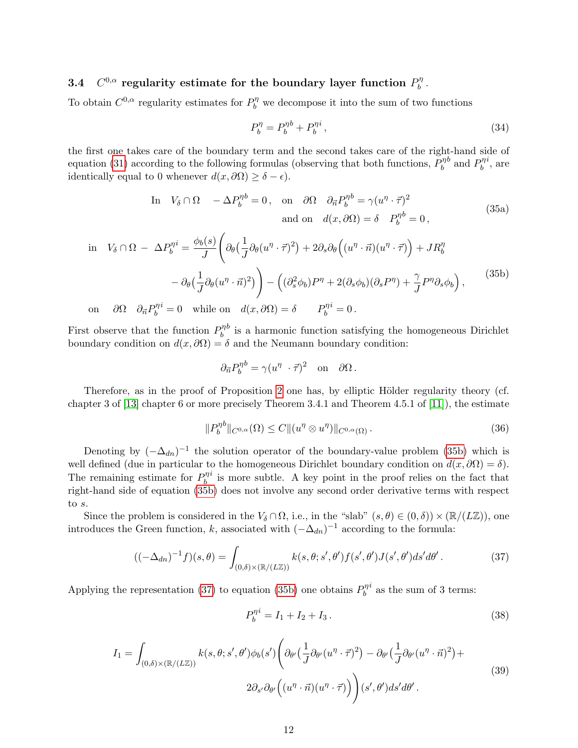### 3.4 $C^{0,\alpha}$ regularity estimate for the boundary layer function $P^\eta_b$.

To obtain $C^{0,\alpha}$ regularity estimates for $P^\eta_b$ we decompose it into the sum of two functions

$$
P^\eta_b = P^{\eta b}_b + P^{\eta i}_b \,, \tag{34}
$$

the first one takes care of the boundary term and the second takes care of the right-hand side of equation (31) according to the following formulas (observing that both functions, $P^{\eta b}_b$ and $P^{\eta i}_b$, are identically equal to 0 whenever $d(x,\partial\Omega) \geq \delta - \epsilon$).

$$
\text{In} \quad V_\delta \cap \Omega \quad -\Delta P^{\eta b}_b = 0\,, \quad \text{on} \quad \partial\Omega \quad \partial_{\vec{n}} P^{\eta b}_b = \gamma (u^\eta \cdot \vec{\tau})^2 \\
\text{and on} \quad d(x,\partial\Omega) = \delta \quad P^{\eta b}_b = 0\,, \tag{35a}
$$

$$
\begin{aligned}
\text{in} \quad V_\delta \cap \Omega - \; \Delta P^{\eta i}_b = \frac{\phi_b(s)}{J} \Bigg( & \partial_\theta \big(\frac{1}{J}\partial_\theta (u^\eta \cdot \vec{\tau})^2\big) + 2\partial_s \partial_\theta \Big((u^\eta \cdot \vec{n})(u^\eta \cdot \vec{\tau})\Big) + J R^\eta_b \\
& - \partial_\theta \big(\frac{1}{J}\partial_\theta (u^\eta \cdot \vec{n})^2\big) \Bigg) - \Big( (\partial_s^2 \phi_b) P^\eta + 2(\partial_s \phi_b)(\partial_s P^\eta) + \frac{\gamma}{J} P^\eta \partial_s \phi_b \Big)\,,
\end{aligned} \tag{35b}
$$

$$
\text{on} \quad \partial\Omega \quad \partial_{\vec{n}} P^{\eta i}_b = 0 \quad \text{while on} \quad d(x,\partial\Omega) = \delta \qquad P^{\eta i}_b = 0\,.
$$

First observe that the function $P^{\eta b}_b$ is a harmonic function satisfying the homogeneous Dirichlet boundary condition on $d(x,\partial\Omega) = \delta$ and the Neumann boundary condition:

$$
\partial_{\vec{n}} P^{\eta b}_b = \gamma (u^\eta \cdot \vec{\tau})^2 \quad \text{on} \quad \partial\Omega\,.
$$

Therefore, as in the proof of Proposition 2 one has, by elliptic Hölder regularity theory (cf. chapter 3 of [13] chapter 6 or more precisely Theorem 3.4.1 and Theorem 4.5.1 of [11]), the estimate

$$
\|P^{\eta b}_b\|_{C^{0,\alpha}}(\Omega) \leq C \|(u^\eta \otimes u^\eta)\|_{C^{0,\alpha}(\Omega)}\,. \tag{36}
$$

Denoting by $(-\Delta_{dn})^{-1}$ the solution operator of the boundary-value problem (35b) which is well defined (due in particular to the homogeneous Dirichlet boundary condition on $d(x,\partial\Omega) = \delta$). The remaining estimate for $P^{\eta i}_b$ is more subtle. A key point in the proof relies on the fact that right-hand side of equation (35b) does not involve any second order derivative terms with respect to $s$.

Since the problem is considered in the $V_\delta \cap \Omega$, i.e., in the "slab" $(s,\theta) \in (0,\delta)) \times (\mathbb{R}/(L\mathbb{Z}))$, one introduces the Green function, $k$, associated with $(-\Delta_{dn})^{-1}$ according to the formula:

$$
((-\Delta_{dn})^{-1} f)(s,\theta) = \int_{(0,\delta)\times(\mathbb{R}/(L\mathbb{Z}))} k(s,\theta;s',\theta') f(s',\theta') J(s',\theta') ds' d\theta'\,. \tag{37}
$$

Applying the representation (37) to equation (35b) one obtains $P^{\eta i}_b$ as the sum of 3 terms:

$$
P^{\eta i}_b = I_1 + I_2 + I_3\,. \tag{38}
$$

$$
\begin{aligned}
I_1 = \int_{(0,\delta)\times(\mathbb{R}/(L\mathbb{Z}))} k(s,\theta;s',\theta') \phi_b(s') \Bigg( & \partial_{\theta'} \big(\frac{1}{J}\partial_{\theta'} (u^\eta \cdot \vec{\tau})^2\big) - \partial_{\theta'} \big(\frac{1}{J}\partial_{\theta'} (u^\eta \cdot \vec{n})^2\big) + \\
& 2\partial_{s'} \partial_{\theta'} \Big((u^\eta \cdot \vec{n})(u^\eta \cdot \vec{\tau})\Big) \Bigg) (s',\theta') ds' d\theta'\,.
\end{aligned} \tag{39}
$$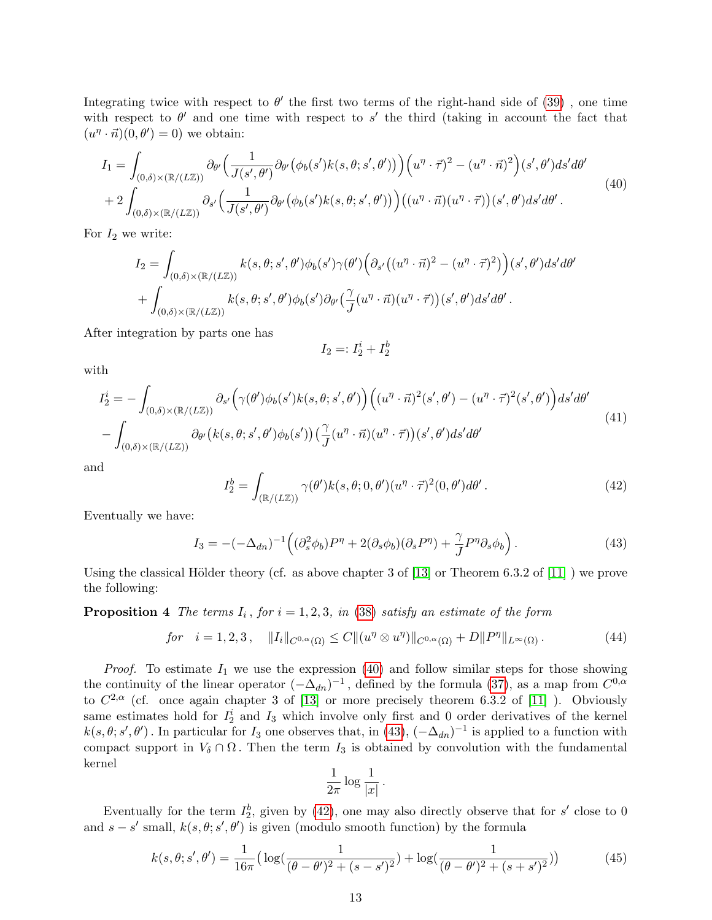Integrating twice with respect to $\theta'$ the first two terms of the right-hand side of (39) , one time with respect to $\theta'$ and one time with respect to $s'$ the third (taking in account the fact that $(u^\eta \cdot \vec{n})(0,\theta') = 0$) we obtain:

$$
\begin{aligned}
I_1 = &\int_{(0,\delta)\times(\mathbb{R}/(L\mathbb{Z}))} \partial_{\theta'}\Big(\frac{1}{J(s',\theta')}\partial_{\theta'}\big(\phi_b(s')k(s,\theta;s',\theta')\big)\Big)\Big((u^\eta\cdot\vec{\tau})^2 - (u^\eta\cdot\vec{n})^2\Big)(s',\theta')ds'd\theta' \\
&+ 2\int_{(0,\delta)\times(\mathbb{R}/(L\mathbb{Z}))} \partial_{s'}\Big(\frac{1}{J(s',\theta')}\partial_{\theta'}\big(\phi_b(s')k(s,\theta;s',\theta')\big)\Big)\big((u^\eta\cdot\vec{n})(u^\eta\cdot\vec{\tau})\big)(s',\theta')ds'd\theta'\,.
\end{aligned}
\tag{40}
$$

For $I_2$ we write:

$$
\begin{aligned}
I_2 = &\int_{(0,\delta)\times(\mathbb{R}/(L\mathbb{Z}))} k(s,\theta;s',\theta')\phi_b(s')\gamma(\theta')\Big(\partial_{s'}\big((u^\eta\cdot\vec{n})^2 - (u^\eta\cdot\vec{\tau})^2\big)\Big)(s',\theta')ds'd\theta' \\
&+ \int_{(0,\delta)\times(\mathbb{R}/(L\mathbb{Z}))} k(s,\theta;s',\theta')\phi_b(s')\partial_{\theta'}\big(\frac{\gamma}{J}(u^\eta\cdot\vec{n})(u^\eta\cdot\vec{\tau})\big)(s',\theta')ds'd\theta'\,.
\end{aligned}
$$

After integration by parts one has

$$
I_2 =: I_2^i + I_2^b
$$

with

$$
\begin{aligned}
I_2^i = &-\int_{(0,\delta)\times(\mathbb{R}/(L\mathbb{Z}))} \partial_{s'}\Big(\gamma(\theta')\phi_b(s')k(s,\theta;s',\theta')\Big)\Big((u^\eta\cdot\vec{n})^2(s',\theta') - (u^\eta\cdot\vec{\tau})^2(s',\theta')\Big)ds'd\theta' \\
&- \int_{(0,\delta)\times(\mathbb{R}/(L\mathbb{Z}))} \partial_{\theta'}\big(k(s,\theta;s',\theta')\phi_b(s')\big)\big(\frac{\gamma}{J}(u^\eta\cdot\vec{n})(u^\eta\cdot\vec{\tau})\big)(s',\theta')ds'd\theta'
\end{aligned}
\tag{41}
$$

and

$$
I_2^b = \int_{(\mathbb{R}/(L\mathbb{Z}))} \gamma(\theta')k(s,\theta;0,\theta')(u^\eta\cdot\vec{\tau})^2(0,\theta')d\theta'\,. \tag{42}
$$

Eventually we have:

$$
I_3 = -(-\Delta_{dn})^{-1}\Big((\partial_s^2\phi_b)P^\eta + 2(\partial_s\phi_b)(\partial_s P^\eta) + \frac{\gamma}{J}P^\eta\partial_s\phi_b\Big)\,. \tag{43}
$$

Using the classical Hölder theory (cf. as above chapter 3 of [13] or Theorem 6.3.2 of [11] ) we prove the following:

**Proposition 4** *The terms $I_i$, for $i = 1,2,3$, in (38) satisfy an estimate of the form*

$$
\text{for}\quad i = 1,2,3\,,\quad \|I_i\|_{C^{0,\alpha}(\Omega)} \le C\|(u^\eta\otimes u^\eta)\|_{C^{0,\alpha}(\Omega)} + D\|P^\eta\|_{L^\infty(\Omega)}\,. \tag{44}
$$

*Proof.* To estimate $I_1$ we use the expression (40) and follow similar steps for those showing the continuity of the linear operator $(-\Delta_{dn})^{-1}$, defined by the formula (37), as a map from $C^{0,\alpha}$ to $C^{2,\alpha}$ (cf. once again chapter 3 of [13] or more precisely theorem 6.3.2 of [11] ). Obviously same estimates hold for $I_2^i$ and $I_3$ which involve only first and 0 order derivatives of the kernel $k(s,\theta;s',\theta')$. In particular for $I_3$ one observes that, in (43), $(-\Delta_{dn})^{-1}$ is applied to a function with compact support in $V_\delta\cap\Omega$. Then the term $I_3$ is obtained by convolution with the fundamental kernel

$$
\frac{1}{2\pi}\log\frac{1}{|x|}\,.
$$

Eventually for the term $I_2^b$, given by (42), one may also directly observe that for $s'$ close to 0 and $s - s'$ small, $k(s,\theta;s',\theta')$ is given (modulo smooth function) by the formula

$$
k(s,\theta;s',\theta') = \frac{1}{16\pi}\big(\log(\frac{1}{(\theta-\theta')^2 + (s-s')^2}) + \log(\frac{1}{(\theta-\theta')^2 + (s+s')^2})\big) \tag{45}
$$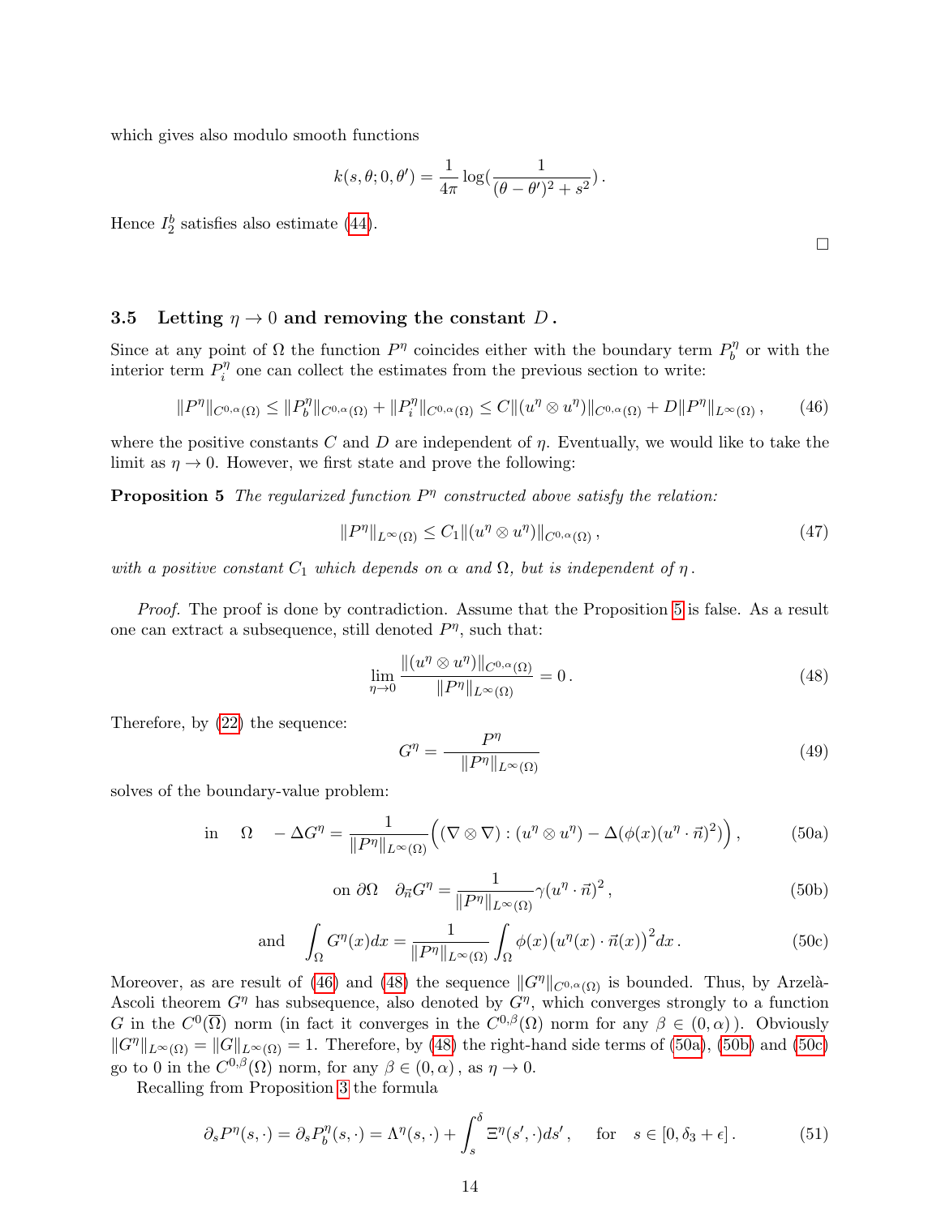which gives also modulo smooth functions

$$k(s,\theta;0,\theta') = \frac{1}{4\pi}\log(\frac{1}{(\theta-\theta')^2+s^2})\,.$$

Hence $I_2^b$ satisfies also estimate (44).

□

### 3.5 Letting $\eta \to 0$ and removing the constant $D$.

Since at any point of $\Omega$ the function $P^\eta$ coincides either with the boundary term $P_b^\eta$ or with the interior term $P_i^\eta$ one can collect the estimates from the previous section to write:

$$\|P^\eta\|_{C^{0,\alpha}(\Omega)} \le \|P_b^\eta\|_{C^{0,\alpha}(\Omega)} + \|P_i^\eta\|_{C^{0,\alpha}(\Omega)} \le C\|(u^\eta \otimes u^\eta)\|_{C^{0,\alpha}(\Omega)} + D\|P^\eta\|_{L^\infty(\Omega)}\,, \tag{46}$$

where the positive constants $C$ and $D$ are independent of $\eta$. Eventually, we would like to take the limit as $\eta \to 0$. However, we first state and prove the following:

**Proposition 5** *The regularized function $P^\eta$ constructed above satisfy the relation:*

$$\|P^\eta\|_{L^\infty(\Omega)} \le C_1\|(u^\eta \otimes u^\eta)\|_{C^{0,\alpha}(\Omega)}\,, \tag{47}$$

*with a positive constant $C_1$ which depends on $\alpha$ and $\Omega$, but is independent of $\eta$.*

*Proof.* The proof is done by contradiction. Assume that the Proposition 5 is false. As a result one can extract a subsequence, still denoted $P^\eta$, such that:

$$\lim_{\eta\to 0}\frac{\|(u^\eta \otimes u^\eta)\|_{C^{0,\alpha}(\Omega)}}{\|P^\eta\|_{L^\infty(\Omega)}} = 0\,. \tag{48}$$

Therefore, by (22) the sequence:

$$G^\eta = \frac{P^\eta}{\|P^\eta\|_{L^\infty(\Omega)}} \tag{49}$$

solves of the boundary-value problem:

$$\text{in} \quad \Omega \quad -\Delta G^\eta = \frac{1}{\|P^\eta\|_{L^\infty(\Omega)}}\Big((\nabla\otimes\nabla):(u^\eta\otimes u^\eta) - \Delta(\phi(x)(u^\eta\cdot\vec{n})^2)\Big)\,, \tag{50a}$$

$$\text{on } \partial\Omega \quad \partial_{\vec{n}} G^\eta = \frac{1}{\|P^\eta\|_{L^\infty(\Omega)}}\gamma(u^\eta\cdot\vec{n})^2\,, \tag{50b}$$

$$\text{and} \quad \int_\Omega G^\eta(x)dx = \frac{1}{\|P^\eta\|_{L^\infty(\Omega)}}\int_\Omega \phi(x)\big(u^\eta(x)\cdot\vec{n}(x)\big)^2dx\,. \tag{50c}$$

Moreover, as are result of (46) and (48) the sequence $\|G^\eta\|_{C^{0,\alpha}(\Omega)}$ is bounded. Thus, by Arzelà-Ascoli theorem $G^\eta$ has subsequence, also denoted by $G^\eta$, which converges strongly to a function $G$ in the $C^0(\overline{\Omega})$ norm (in fact it converges in the $C^{0,\beta}(\Omega)$ norm for any $\beta\in(0,\alpha)$). Obviously $\|G^\eta\|_{L^\infty(\Omega)} = \|G\|_{L^\infty(\Omega)} = 1$. Therefore, by (48) the right-hand side terms of (50a), (50b) and (50c) go to 0 in the $C^{0,\beta}(\Omega)$ norm, for any $\beta\in(0,\alpha)$, as $\eta\to 0$.

Recalling from Proposition 3 the formula

$$\partial_s P^\eta(s,\cdot) = \partial_s P_b^\eta(s,\cdot) = \Lambda^\eta(s,\cdot) + \int_s^\delta \Xi^\eta(s',\cdot)ds'\,, \quad \text{for} \quad s\in[0,\delta_3+\epsilon]\,. \tag{51}$$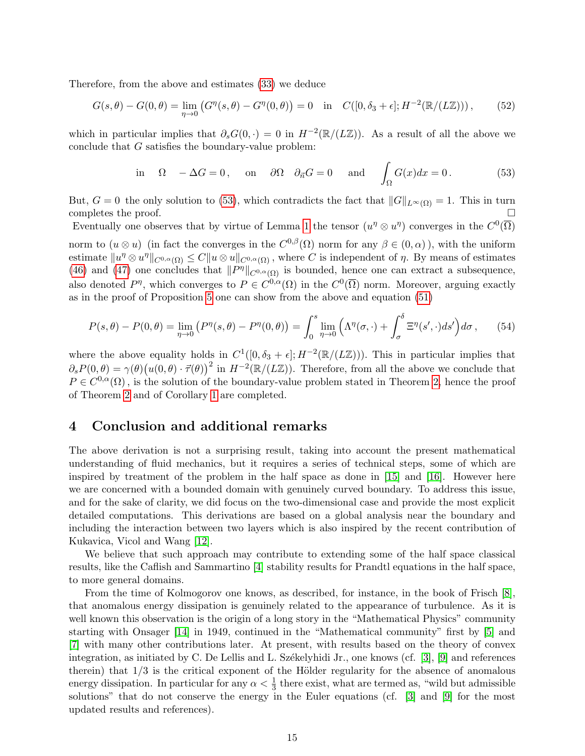Therefore, from the above and estimates (33) we deduce

$$G(s,\theta) - G(0,\theta) = \lim_{\eta \to 0} \big( G^\eta(s,\theta) - G^\eta(0,\theta) \big) = 0 \quad \text{in} \quad C([0,\delta_3+\epsilon]; H^{-2}(\mathbb{R}/(L\mathbb{Z}))) \,, \tag{52}$$

which in particular implies that $\partial_s G(0,\cdot) = 0$ in $H^{-2}(\mathbb{R}/(L\mathbb{Z}))$. As a result of all the above we conclude that $G$ satisfies the boundary-value problem:

$$\text{in} \quad \Omega \quad -\Delta G = 0 \,, \quad \text{on} \quad \partial\Omega \quad \partial_{\vec{n}} G = 0 \quad \text{and} \quad \int_\Omega G(x)dx = 0 \,. \tag{53}$$

But, $G = 0$ the only solution to (53), which contradicts the fact that $\|G\|_{L^\infty(\Omega)} = 1$. This in turn completes the proof. □

Eventually one observes that by virtue of Lemma 1 the tensor $(u^\eta \otimes u^\eta)$ converges in the $C^0(\overline{\Omega})$ norm to $(u \otimes u)$ (in fact the converges in the $C^{0,\beta}(\Omega)$ norm for any $\beta \in (0,\alpha)$ ), with the uniform estimate $\|u^\eta \otimes u^\eta\|_{C^{0,\alpha}(\Omega)} \le C \|u \otimes u\|_{C^{0,\alpha}(\Omega)}$ , where $C$ is independent of $\eta$. By means of estimates (46) and (47) one concludes that $\|P^\eta\|_{C^{0,\alpha}(\Omega)}$ is bounded, hence one can extract a subsequence, also denoted $P^\eta$, which converges to $P \in C^{0,\alpha}(\Omega)$ in the $C^0(\overline{\Omega})$ norm. Moreover, arguing exactly as in the proof of Proposition 5 one can show from the above and equation (51)

$$P(s,\theta) - P(0,\theta) = \lim_{\eta \to 0} \big( P^\eta(s,\theta) - P^\eta(0,\theta) \big) = \int_0^s \lim_{\eta \to 0} \Big( \Lambda^\eta(\sigma,\cdot) + \int_\sigma^\delta \Xi^\eta(s',\cdot) ds' \Big) d\sigma \,, \tag{54}$$

where the above equality holds in $C^1([0,\delta_3+\epsilon]; H^{-2}(\mathbb{R}/(L\mathbb{Z})))$. This in particular implies that $\partial_s P(0,\theta) = \gamma(\theta) \big( u(0,\theta) \cdot \vec{\tau}(\theta) \big)^2$ in $H^{-2}(\mathbb{R}/(L\mathbb{Z}))$. Therefore, from all the above we conclude that $P \in C^{0,\alpha}(\Omega)$ , is the solution of the boundary-value problem stated in Theorem 2, hence the proof of Theorem 2 and of Corollary 1 are completed.

## 4 Conclusion and additional remarks

The above derivation is not a surprising result, taking into account the present mathematical understanding of fluid mechanics, but it requires a series of technical steps, some of which are inspired by treatment of the problem in the half space as done in [15] and [16]. However here we are concerned with a bounded domain with genuinely curved boundary. To address this issue, and for the sake of clarity, we did focus on the two-dimensional case and provide the most explicit detailed computations. This derivations are based on a global analysis near the boundary and including the interaction between two layers which is also inspired by the recent contribution of Kukavica, Vicol and Wang [12].

We believe that such approach may contribute to extending some of the half space classical results, like the Caflish and Sammartino [4] stability results for Prandtl equations in the half space, to more general domains.

From the time of Kolmogorov one knows, as described, for instance, in the book of Frisch [8], that anomalous energy dissipation is genuinely related to the appearance of turbulence. As it is well known this observation is the origin of a long story in the "Mathematical Physics" community starting with Onsager [14] in 1949, continued in the "Mathematical community" first by [5] and [7] with many other contributions later. At present, with results based on the theory of convex integration, as initiated by C. De Lellis and L. Székelyhidi Jr., one knows (cf. [3], [9] and references therein) that 1/3 is the critical exponent of the Hölder regularity for the absence of anomalous energy dissipation. In particular for any $\alpha < \frac{1}{3}$ there exist, what are termed as, "wild but admissible solutions" that do not conserve the energy in the Euler equations (cf. [3] and [9] for the most updated results and references).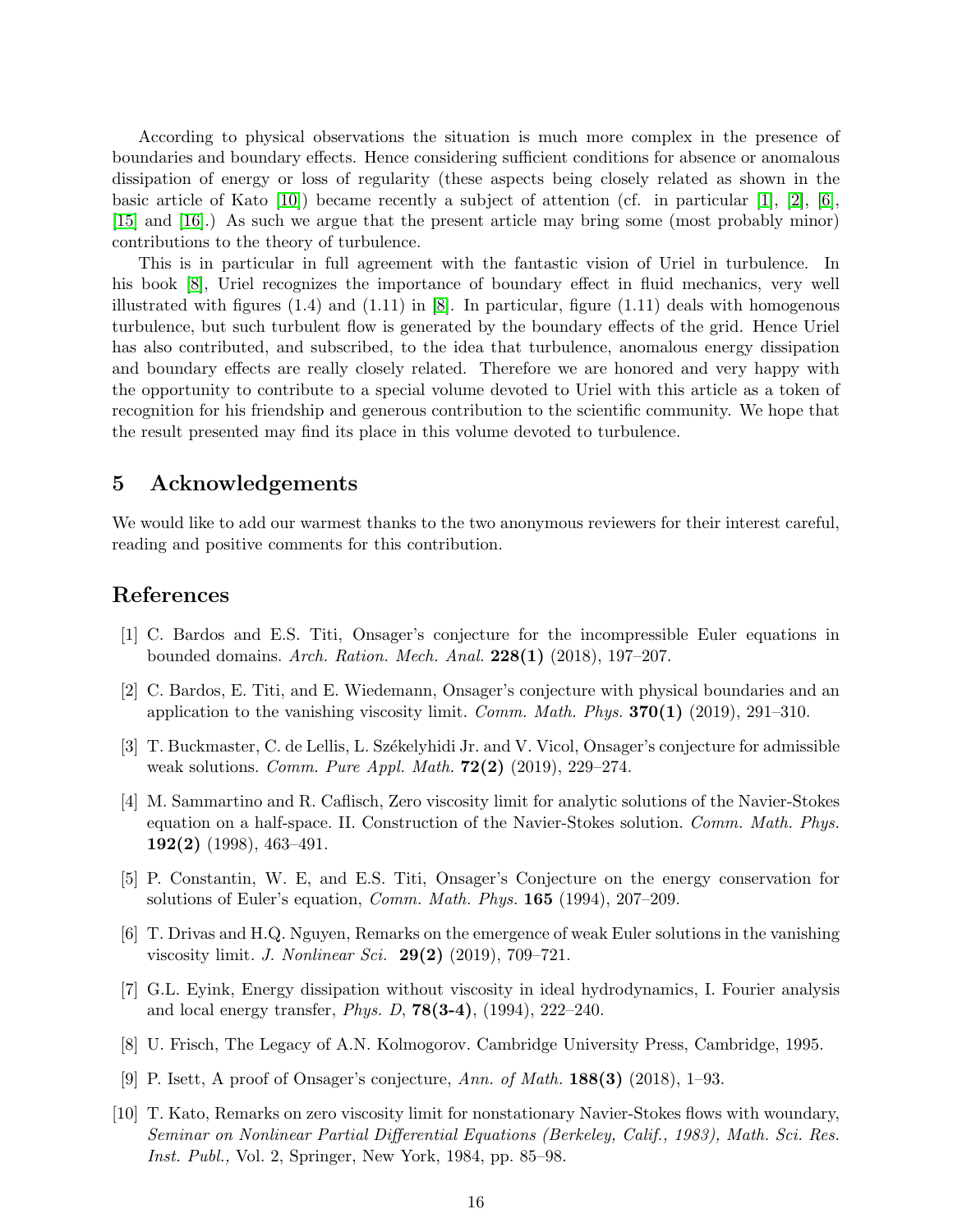According to physical observations the situation is much more complex in the presence of boundaries and boundary effects. Hence considering sufficient conditions for absence or anomalous dissipation of energy or loss of regularity (these aspects being closely related as shown in the basic article of Kato [10]) became recently a subject of attention (cf. in particular [1], [2], [6], [15] and [16].) As such we argue that the present article may bring some (most probably minor) contributions to the theory of turbulence.

This is in particular in full agreement with the fantastic vision of Uriel in turbulence. In his book [8], Uriel recognizes the importance of boundary effect in fluid mechanics, very well illustrated with figures (1.4) and (1.11) in [8]. In particular, figure (1.11) deals with homogenous turbulence, but such turbulent flow is generated by the boundary effects of the grid. Hence Uriel has also contributed, and subscribed, to the idea that turbulence, anomalous energy dissipation and boundary effects are really closely related. Therefore we are honored and very happy with the opportunity to contribute to a special volume devoted to Uriel with this article as a token of recognition for his friendship and generous contribution to the scientific community. We hope that the result presented may find its place in this volume devoted to turbulence.

## 5 Acknowledgements

We would like to add our warmest thanks to the two anonymous reviewers for their interest careful, reading and positive comments for this contribution.

## References

[1] C. Bardos and E.S. Titi, Onsager's conjecture for the incompressible Euler equations in bounded domains. *Arch. Ration. Mech. Anal.* **228(1)** (2018), 197–207.

[2] C. Bardos, E. Titi, and E. Wiedemann, Onsager's conjecture with physical boundaries and an application to the vanishing viscosity limit. *Comm. Math. Phys.* **370(1)** (2019), 291–310.

[3] T. Buckmaster, C. de Lellis, L. Székelyhidi Jr. and V. Vicol, Onsager's conjecture for admissible weak solutions. *Comm. Pure Appl. Math.* **72(2)** (2019), 229–274.

[4] M. Sammartino and R. Caflisch, Zero viscosity limit for analytic solutions of the Navier-Stokes equation on a half-space. II. Construction of the Navier-Stokes solution. *Comm. Math. Phys.* **192(2)** (1998), 463–491.

[5] P. Constantin, W. E, and E.S. Titi, Onsager's Conjecture on the energy conservation for solutions of Euler's equation, *Comm. Math. Phys.* **165** (1994), 207–209.

[6] T. Drivas and H.Q. Nguyen, Remarks on the emergence of weak Euler solutions in the vanishing viscosity limit. *J. Nonlinear Sci.* **29(2)** (2019), 709–721.

[7] G.L. Eyink, Energy dissipation without viscosity in ideal hydrodynamics, I. Fourier analysis and local energy transfer, *Phys. D*, **78(3-4)**, (1994), 222–240.

[8] U. Frisch, The Legacy of A.N. Kolmogorov. Cambridge University Press, Cambridge, 1995.

[9] P. Isett, A proof of Onsager's conjecture, *Ann. of Math.* **188(3)** (2018), 1–93.

[10] T. Kato, Remarks on zero viscosity limit for nonstationary Navier-Stokes flows with woundary, *Seminar on Nonlinear Partial Differential Equations (Berkeley, Calif., 1983), Math. Sci. Res. Inst. Publ.,* Vol. 2, Springer, New York, 1984, pp. 85–98.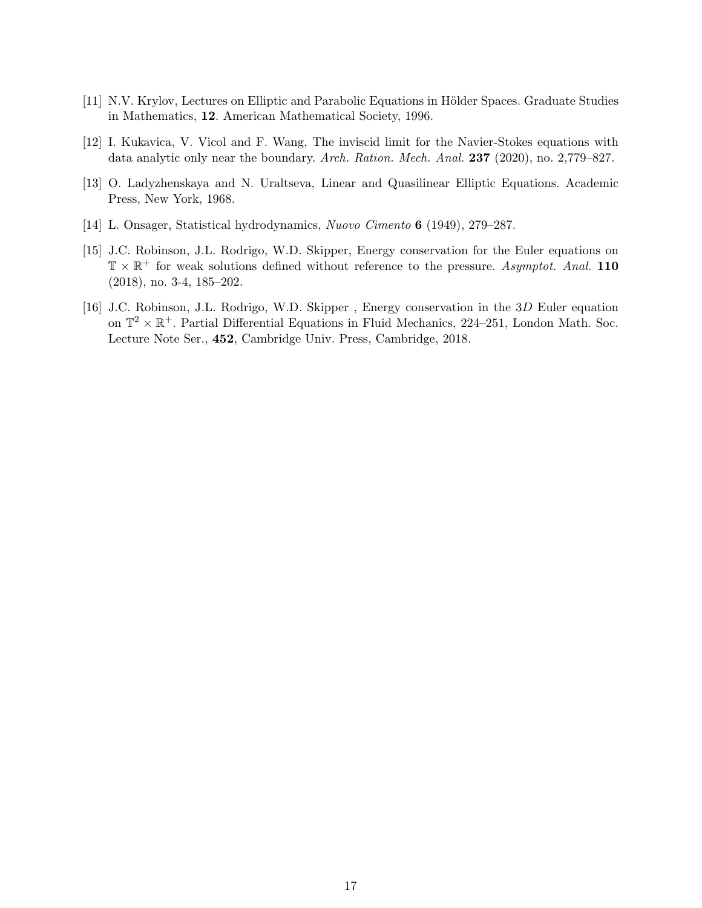[11] N.V. Krylov, Lectures on Elliptic and Parabolic Equations in Hölder Spaces. Graduate Studies in Mathematics, **12**. American Mathematical Society, 1996.

[12] I. Kukavica, V. Vicol and F. Wang, The inviscid limit for the Navier-Stokes equations with data analytic only near the boundary. *Arch. Ration. Mech. Anal.* **237** (2020), no. 2,779–827.

[13] O. Ladyzhenskaya and N. Uraltseva, Linear and Quasilinear Elliptic Equations. Academic Press, New York, 1968.

[14] L. Onsager, Statistical hydrodynamics, *Nuovo Cimento* **6** (1949), 279–287.

[15] J.C. Robinson, J.L. Rodrigo, W.D. Skipper, Energy conservation for the Euler equations on $\mathbb{T} \times \mathbb{R}^+$ for weak solutions defined without reference to the pressure. *Asymptot. Anal.* **110** (2018), no. 3-4, 185–202.

[16] J.C. Robinson, J.L. Rodrigo, W.D. Skipper , Energy conservation in the $3D$ Euler equation on $\mathbb{T}^2 \times \mathbb{R}^+$. Partial Differential Equations in Fluid Mechanics, 224–251, London Math. Soc. Lecture Note Ser., **452**, Cambridge Univ. Press, Cambridge, 2018.